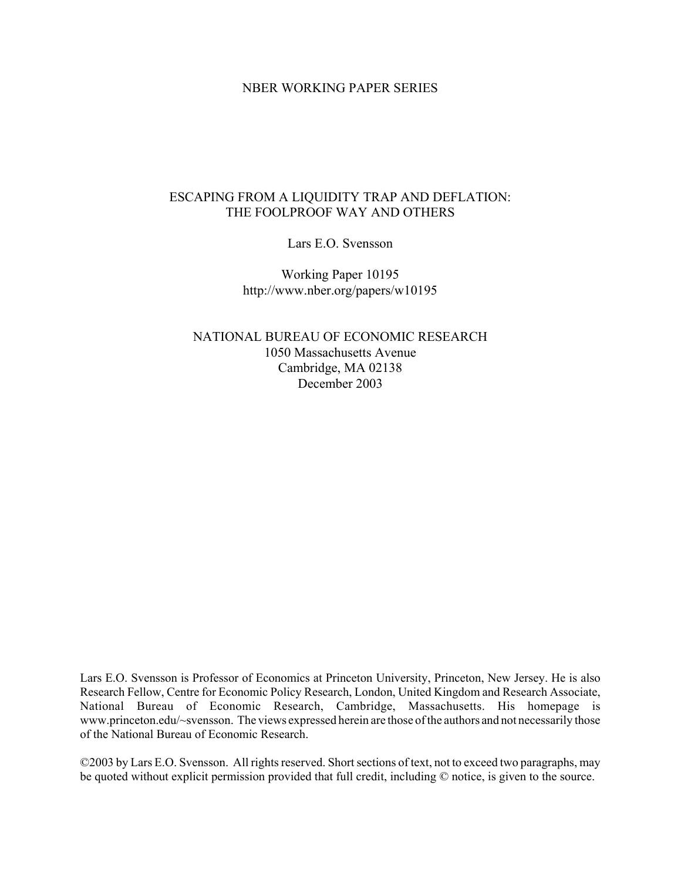NBER WORKING PAPER SERIES

# ESCAPING FROM A LIQUIDITY TRAP AND DEFLATION: THE FOOLPROOF WAY AND OTHERS

Lars E.O. Svensson

Working Paper 10195
http://www.nber.org/papers/w10195

NATIONAL BUREAU OF ECONOMIC RESEARCH
1050 Massachusetts Avenue
Cambridge, MA 02138
December 2003

Lars E.O. Svensson is Professor of Economics at Princeton University, Princeton, New Jersey. He is also Research Fellow, Centre for Economic Policy Research, London, United Kingdom and Research Associate, National Bureau of Economic Research, Cambridge, Massachusetts. His homepage is www.princeton.edu/~svensson. The views expressed herein are those of the authors and not necessarily those of the National Bureau of Economic Research.

©2003 by Lars E.O. Svensson. All rights reserved. Short sections of text, not to exceed two paragraphs, may be quoted without explicit permission provided that full credit, including © notice, is given to the source.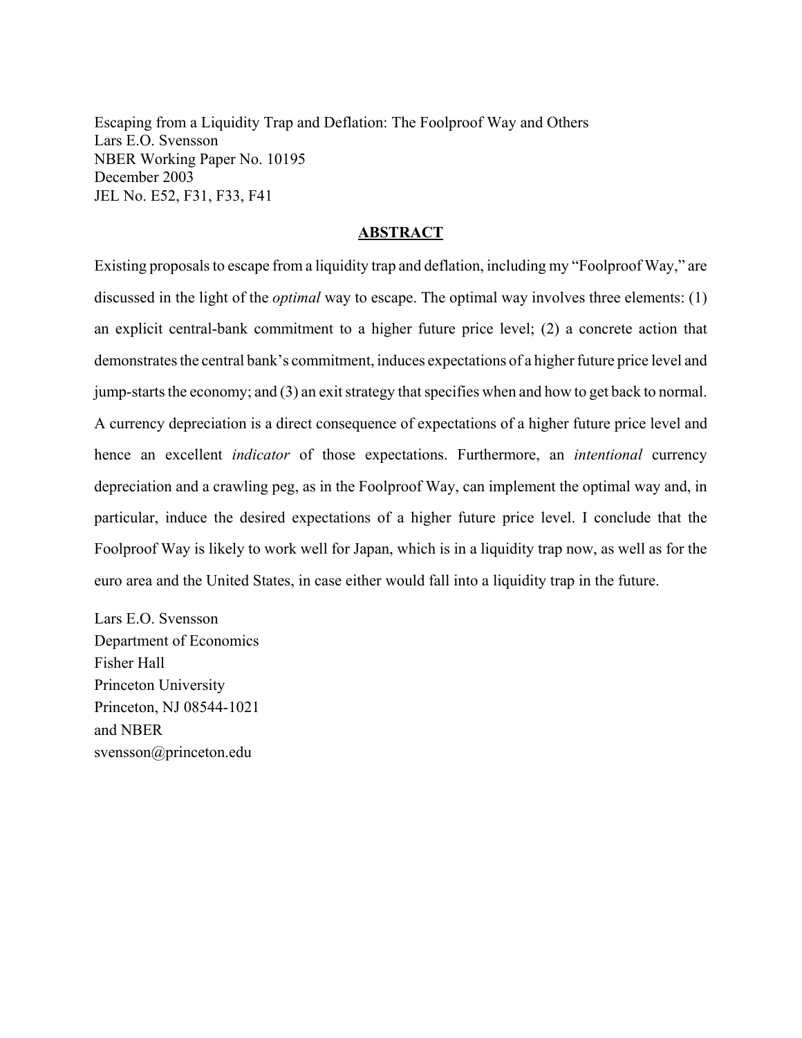Escaping from a Liquidity Trap and Deflation: The Foolproof Way and Others
Lars E.O. Svensson
NBER Working Paper No. 10195
December 2003
JEL No. E52, F31, F33, F41

## **ABSTRACT**

Existing proposals to escape from a liquidity trap and deflation, including my "Foolproof Way," are discussed in the light of the *optimal* way to escape. The optimal way involves three elements: (1) an explicit central-bank commitment to a higher future price level; (2) a concrete action that demonstrates the central bank's commitment, induces expectations of a higher future price level and jump-starts the economy; and (3) an exit strategy that specifies when and how to get back to normal. A currency depreciation is a direct consequence of expectations of a higher future price level and hence an excellent *indicator* of those expectations. Furthermore, an *intentional* currency depreciation and a crawling peg, as in the Foolproof Way, can implement the optimal way and, in particular, induce the desired expectations of a higher future price level. I conclude that the Foolproof Way is likely to work well for Japan, which is in a liquidity trap now, as well as for the euro area and the United States, in case either would fall into a liquidity trap in the future.

Lars E.O. Svensson
Department of Economics
Fisher Hall
Princeton University
Princeton, NJ 08544-1021
and NBER
svensson@princeton.edu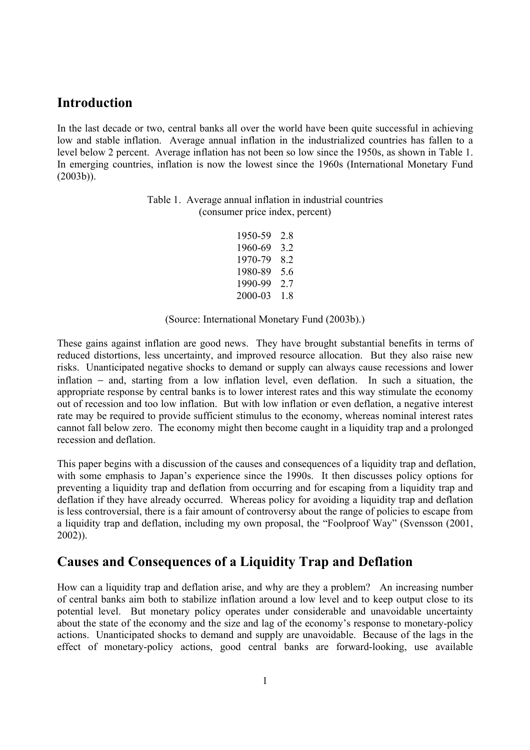## Introduction

In the last decade or two, central banks all over the world have been quite successful in achieving low and stable inflation. Average annual inflation in the industrialized countries has fallen to a level below 2 percent. Average inflation has not been so low since the 1950s, as shown in Table 1. In emerging countries, inflation is now the lowest since the 1960s (International Monetary Fund (2003b)).

Table 1. Average annual inflation in industrial countries (consumer price index, percent)

| Period | Inflation |
|---|---|
| 1950-59 | 2.8 |
| 1960-69 | 3.2 |
| 1970-79 | 8.2 |
| 1980-89 | 5.6 |
| 1990-99 | 2.7 |
| 2000-03 | 1.8 |

(Source: International Monetary Fund (2003b).)

These gains against inflation are good news. They have brought substantial benefits in terms of reduced distortions, less uncertainty, and improved resource allocation. But they also raise new risks. Unanticipated negative shocks to demand or supply can always cause recessions and lower inflation − and, starting from a low inflation level, even deflation. In such a situation, the appropriate response by central banks is to lower interest rates and this way stimulate the economy out of recession and too low inflation. But with low inflation or even deflation, a negative interest rate may be required to provide sufficient stimulus to the economy, whereas nominal interest rates cannot fall below zero. The economy might then become caught in a liquidity trap and a prolonged recession and deflation.

This paper begins with a discussion of the causes and consequences of a liquidity trap and deflation, with some emphasis to Japan's experience since the 1990s. It then discusses policy options for preventing a liquidity trap and deflation from occurring and for escaping from a liquidity trap and deflation if they have already occurred. Whereas policy for avoiding a liquidity trap and deflation is less controversial, there is a fair amount of controversy about the range of policies to escape from a liquidity trap and deflation, including my own proposal, the "Foolproof Way" (Svensson (2001, 2002)).

## Causes and Consequences of a Liquidity Trap and Deflation

How can a liquidity trap and deflation arise, and why are they a problem? An increasing number of central banks aim both to stabilize inflation around a low level and to keep output close to its potential level. But monetary policy operates under considerable and unavoidable uncertainty about the state of the economy and the size and lag of the economy's response to monetary-policy actions. Unanticipated shocks to demand and supply are unavoidable. Because of the lags in the effect of monetary-policy actions, good central banks are forward-looking, use available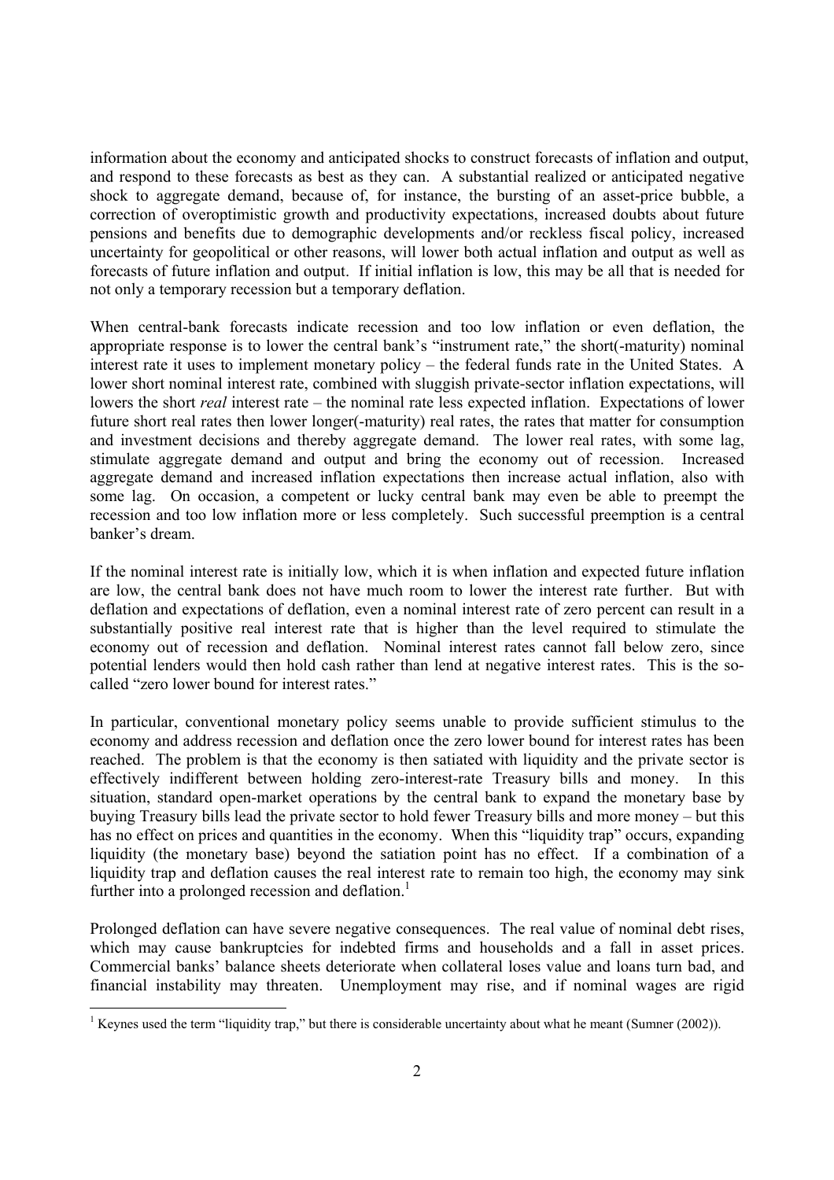information about the economy and anticipated shocks to construct forecasts of inflation and output, and respond to these forecasts as best as they can. A substantial realized or anticipated negative shock to aggregate demand, because of, for instance, the bursting of an asset-price bubble, a correction of overoptimistic growth and productivity expectations, increased doubts about future pensions and benefits due to demographic developments and/or reckless fiscal policy, increased uncertainty for geopolitical or other reasons, will lower both actual inflation and output as well as forecasts of future inflation and output. If initial inflation is low, this may be all that is needed for not only a temporary recession but a temporary deflation.

When central-bank forecasts indicate recession and too low inflation or even deflation, the appropriate response is to lower the central bank's "instrument rate," the short(-maturity) nominal interest rate it uses to implement monetary policy – the federal funds rate in the United States. A lower short nominal interest rate, combined with sluggish private-sector inflation expectations, will lowers the short *real* interest rate – the nominal rate less expected inflation. Expectations of lower future short real rates then lower longer(-maturity) real rates, the rates that matter for consumption and investment decisions and thereby aggregate demand. The lower real rates, with some lag, stimulate aggregate demand and output and bring the economy out of recession. Increased aggregate demand and increased inflation expectations then increase actual inflation, also with some lag. On occasion, a competent or lucky central bank may even be able to preempt the recession and too low inflation more or less completely. Such successful preemption is a central banker's dream.

If the nominal interest rate is initially low, which it is when inflation and expected future inflation are low, the central bank does not have much room to lower the interest rate further. But with deflation and expectations of deflation, even a nominal interest rate of zero percent can result in a substantially positive real interest rate that is higher than the level required to stimulate the economy out of recession and deflation. Nominal interest rates cannot fall below zero, since potential lenders would then hold cash rather than lend at negative interest rates. This is the so-called "zero lower bound for interest rates."

In particular, conventional monetary policy seems unable to provide sufficient stimulus to the economy and address recession and deflation once the zero lower bound for interest rates has been reached. The problem is that the economy is then satiated with liquidity and the private sector is effectively indifferent between holding zero-interest-rate Treasury bills and money. In this situation, standard open-market operations by the central bank to expand the monetary base by buying Treasury bills lead the private sector to hold fewer Treasury bills and more money – but this has no effect on prices and quantities in the economy. When this "liquidity trap" occurs, expanding liquidity (the monetary base) beyond the satiation point has no effect. If a combination of a liquidity trap and deflation causes the real interest rate to remain too high, the economy may sink further into a prolonged recession and deflation.[1]

Prolonged deflation can have severe negative consequences. The real value of nominal debt rises, which may cause bankruptcies for indebted firms and households and a fall in asset prices. Commercial banks' balance sheets deteriorate when collateral loses value and loans turn bad, and financial instability may threaten. Unemployment may rise, and if nominal wages are rigid

[1] Keynes used the term "liquidity trap," but there is considerable uncertainty about what he meant (Sumner (2002)).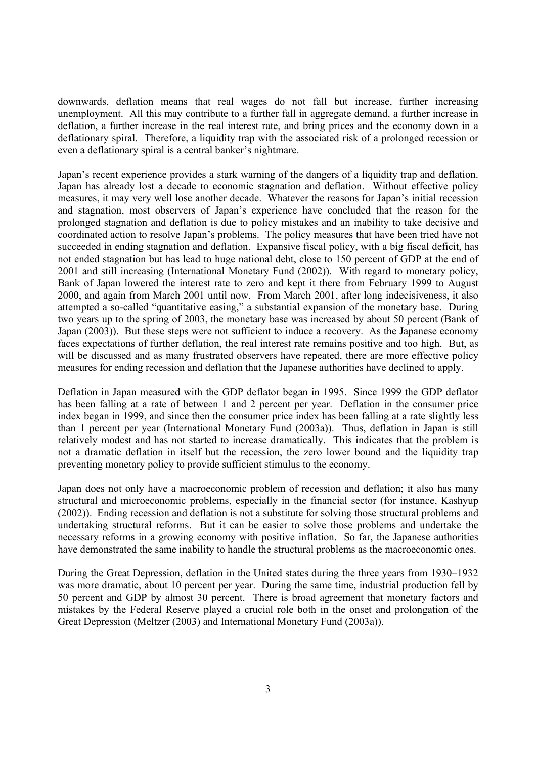downwards, deflation means that real wages do not fall but increase, further increasing unemployment. All this may contribute to a further fall in aggregate demand, a further increase in deflation, a further increase in the real interest rate, and bring prices and the economy down in a deflationary spiral. Therefore, a liquidity trap with the associated risk of a prolonged recession or even a deflationary spiral is a central banker's nightmare.

Japan's recent experience provides a stark warning of the dangers of a liquidity trap and deflation. Japan has already lost a decade to economic stagnation and deflation. Without effective policy measures, it may very well lose another decade. Whatever the reasons for Japan's initial recession and stagnation, most observers of Japan's experience have concluded that the reason for the prolonged stagnation and deflation is due to policy mistakes and an inability to take decisive and coordinated action to resolve Japan's problems. The policy measures that have been tried have not succeeded in ending stagnation and deflation. Expansive fiscal policy, with a big fiscal deficit, has not ended stagnation but has lead to huge national debt, close to 150 percent of GDP at the end of 2001 and still increasing (International Monetary Fund (2002)). With regard to monetary policy, Bank of Japan lowered the interest rate to zero and kept it there from February 1999 to August 2000, and again from March 2001 until now. From March 2001, after long indecisiveness, it also attempted a so-called "quantitative easing," a substantial expansion of the monetary base. During two years up to the spring of 2003, the monetary base was increased by about 50 percent (Bank of Japan (2003)). But these steps were not sufficient to induce a recovery. As the Japanese economy faces expectations of further deflation, the real interest rate remains positive and too high. But, as will be discussed and as many frustrated observers have repeated, there are more effective policy measures for ending recession and deflation that the Japanese authorities have declined to apply.

Deflation in Japan measured with the GDP deflator began in 1995. Since 1999 the GDP deflator has been falling at a rate of between 1 and 2 percent per year. Deflation in the consumer price index began in 1999, and since then the consumer price index has been falling at a rate slightly less than 1 percent per year (International Monetary Fund (2003a)). Thus, deflation in Japan is still relatively modest and has not started to increase dramatically. This indicates that the problem is not a dramatic deflation in itself but the recession, the zero lower bound and the liquidity trap preventing monetary policy to provide sufficient stimulus to the economy.

Japan does not only have a macroeconomic problem of recession and deflation; it also has many structural and microeconomic problems, especially in the financial sector (for instance, Kashyup (2002)). Ending recession and deflation is not a substitute for solving those structural problems and undertaking structural reforms. But it can be easier to solve those problems and undertake the necessary reforms in a growing economy with positive inflation. So far, the Japanese authorities have demonstrated the same inability to handle the structural problems as the macroeconomic ones.

During the Great Depression, deflation in the United states during the three years from 1930–1932 was more dramatic, about 10 percent per year. During the same time, industrial production fell by 50 percent and GDP by almost 30 percent. There is broad agreement that monetary factors and mistakes by the Federal Reserve played a crucial role both in the onset and prolongation of the Great Depression (Meltzer (2003) and International Monetary Fund (2003a)).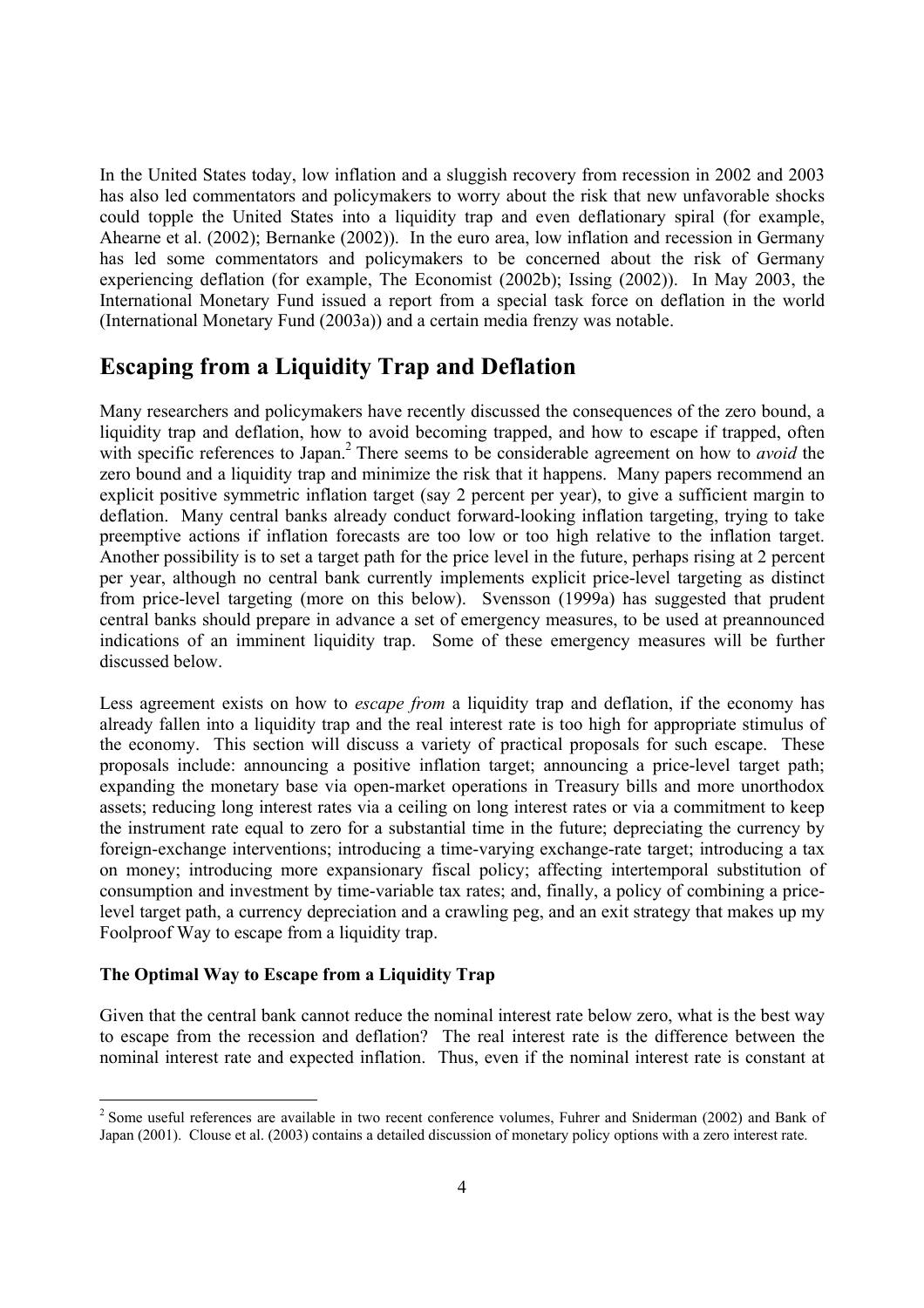In the United States today, low inflation and a sluggish recovery from recession in 2002 and 2003 has also led commentators and policymakers to worry about the risk that new unfavorable shocks could topple the United States into a liquidity trap and even deflationary spiral (for example, Ahearne et al. (2002); Bernanke (2002)). In the euro area, low inflation and recession in Germany has led some commentators and policymakers to be concerned about the risk of Germany experiencing deflation (for example, The Economist (2002b); Issing (2002)). In May 2003, the International Monetary Fund issued a report from a special task force on deflation in the world (International Monetary Fund (2003a)) and a certain media frenzy was notable.

## Escaping from a Liquidity Trap and Deflation

Many researchers and policymakers have recently discussed the consequences of the zero bound, a liquidity trap and deflation, how to avoid becoming trapped, and how to escape if trapped, often with specific references to Japan.[2] There seems to be considerable agreement on how to *avoid* the zero bound and a liquidity trap and minimize the risk that it happens. Many papers recommend an explicit positive symmetric inflation target (say 2 percent per year), to give a sufficient margin to deflation. Many central banks already conduct forward-looking inflation targeting, trying to take preemptive actions if inflation forecasts are too low or too high relative to the inflation target. Another possibility is to set a target path for the price level in the future, perhaps rising at 2 percent per year, although no central bank currently implements explicit price-level targeting as distinct from price-level targeting (more on this below). Svensson (1999a) has suggested that prudent central banks should prepare in advance a set of emergency measures, to be used at preannounced indications of an imminent liquidity trap. Some of these emergency measures will be further discussed below.

Less agreement exists on how to *escape from* a liquidity trap and deflation, if the economy has already fallen into a liquidity trap and the real interest rate is too high for appropriate stimulus of the economy. This section will discuss a variety of practical proposals for such escape. These proposals include: announcing a positive inflation target; announcing a price-level target path; expanding the monetary base via open-market operations in Treasury bills and more unorthodox assets; reducing long interest rates via a ceiling on long interest rates or via a commitment to keep the instrument rate equal to zero for a substantial time in the future; depreciating the currency by foreign-exchange interventions; introducing a time-varying exchange-rate target; introducing a tax on money; introducing more expansionary fiscal policy; affecting intertemporal substitution of consumption and investment by time-variable tax rates; and, finally, a policy of combining a price-level target path, a currency depreciation and a crawling peg, and an exit strategy that makes up my Foolproof Way to escape from a liquidity trap.

### The Optimal Way to Escape from a Liquidity Trap

Given that the central bank cannot reduce the nominal interest rate below zero, what is the best way to escape from the recession and deflation? The real interest rate is the difference between the nominal interest rate and expected inflation. Thus, even if the nominal interest rate is constant at

---

[2] Some useful references are available in two recent conference volumes, Fuhrer and Sniderman (2002) and Bank of Japan (2001). Clouse et al. (2003) contains a detailed discussion of monetary policy options with a zero interest rate.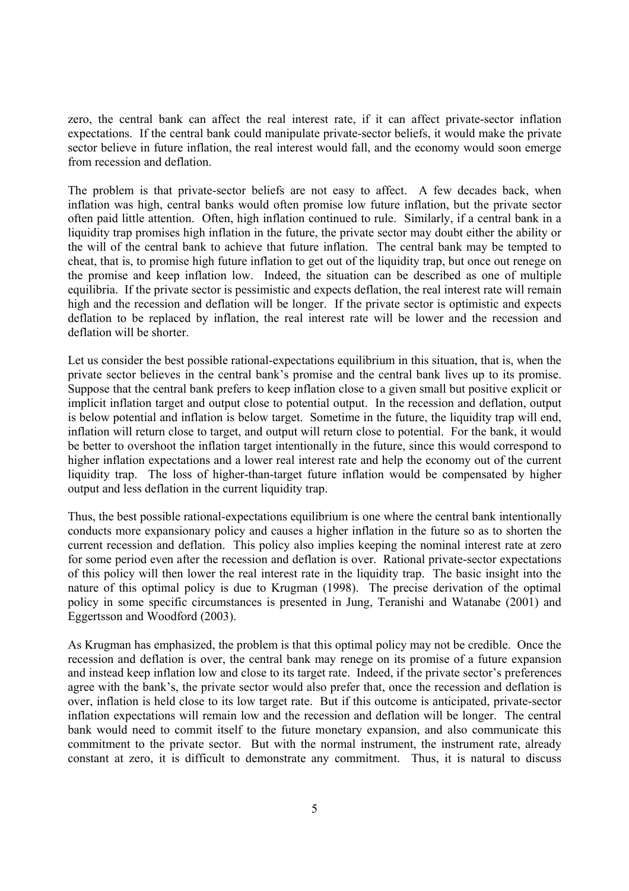zero, the central bank can affect the real interest rate, if it can affect private-sector inflation expectations. If the central bank could manipulate private-sector beliefs, it would make the private sector believe in future inflation, the real interest would fall, and the economy would soon emerge from recession and deflation.

The problem is that private-sector beliefs are not easy to affect. A few decades back, when inflation was high, central banks would often promise low future inflation, but the private sector often paid little attention. Often, high inflation continued to rule. Similarly, if a central bank in a liquidity trap promises high inflation in the future, the private sector may doubt either the ability or the will of the central bank to achieve that future inflation. The central bank may be tempted to cheat, that is, to promise high future inflation to get out of the liquidity trap, but once out renege on the promise and keep inflation low. Indeed, the situation can be described as one of multiple equilibria. If the private sector is pessimistic and expects deflation, the real interest rate will remain high and the recession and deflation will be longer. If the private sector is optimistic and expects deflation to be replaced by inflation, the real interest rate will be lower and the recession and deflation will be shorter.

Let us consider the best possible rational-expectations equilibrium in this situation, that is, when the private sector believes in the central bank's promise and the central bank lives up to its promise. Suppose that the central bank prefers to keep inflation close to a given small but positive explicit or implicit inflation target and output close to potential output. In the recession and deflation, output is below potential and inflation is below target. Sometime in the future, the liquidity trap will end, inflation will return close to target, and output will return close to potential. For the bank, it would be better to overshoot the inflation target intentionally in the future, since this would correspond to higher inflation expectations and a lower real interest rate and help the economy out of the current liquidity trap. The loss of higher-than-target future inflation would be compensated by higher output and less deflation in the current liquidity trap.

Thus, the best possible rational-expectations equilibrium is one where the central bank intentionally conducts more expansionary policy and causes a higher inflation in the future so as to shorten the current recession and deflation. This policy also implies keeping the nominal interest rate at zero for some period even after the recession and deflation is over. Rational private-sector expectations of this policy will then lower the real interest rate in the liquidity trap. The basic insight into the nature of this optimal policy is due to Krugman (1998). The precise derivation of the optimal policy in some specific circumstances is presented in Jung, Teranishi and Watanabe (2001) and Eggertsson and Woodford (2003).

As Krugman has emphasized, the problem is that this optimal policy may not be credible. Once the recession and deflation is over, the central bank may renege on its promise of a future expansion and instead keep inflation low and close to its target rate. Indeed, if the private sector's preferences agree with the bank's, the private sector would also prefer that, once the recession and deflation is over, inflation is held close to its low target rate. But if this outcome is anticipated, private-sector inflation expectations will remain low and the recession and deflation will be longer. The central bank would need to commit itself to the future monetary expansion, and also communicate this commitment to the private sector. But with the normal instrument, the instrument rate, already constant at zero, it is difficult to demonstrate any commitment. Thus, it is natural to discuss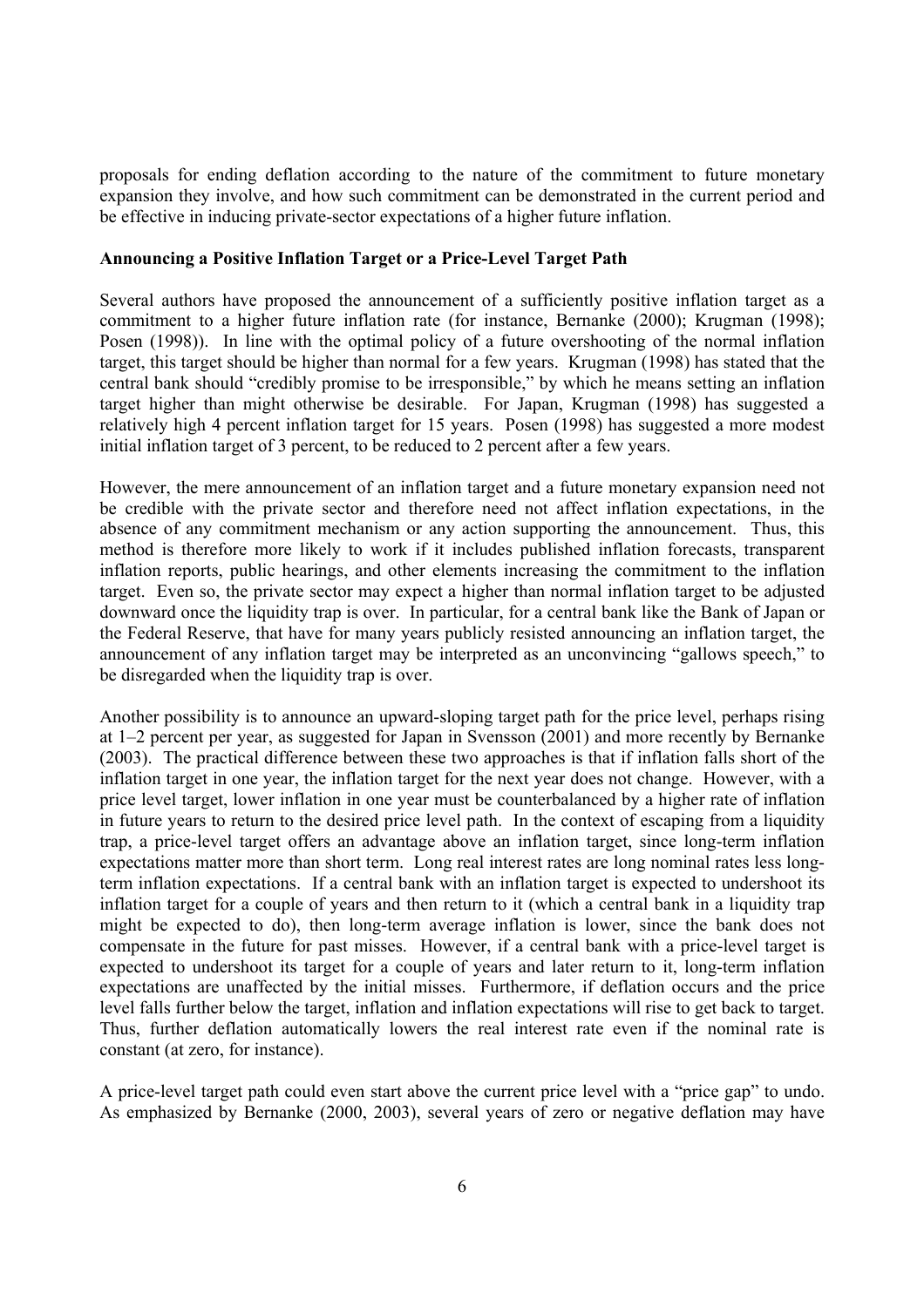proposals for ending deflation according to the nature of the commitment to future monetary expansion they involve, and how such commitment can be demonstrated in the current period and be effective in inducing private-sector expectations of a higher future inflation.

**Announcing a Positive Inflation Target or a Price-Level Target Path**

Several authors have proposed the announcement of a sufficiently positive inflation target as a commitment to a higher future inflation rate (for instance, Bernanke (2000); Krugman (1998); Posen (1998)). In line with the optimal policy of a future overshooting of the normal inflation target, this target should be higher than normal for a few years. Krugman (1998) has stated that the central bank should "credibly promise to be irresponsible," by which he means setting an inflation target higher than might otherwise be desirable. For Japan, Krugman (1998) has suggested a relatively high 4 percent inflation target for 15 years. Posen (1998) has suggested a more modest initial inflation target of 3 percent, to be reduced to 2 percent after a few years.

However, the mere announcement of an inflation target and a future monetary expansion need not be credible with the private sector and therefore need not affect inflation expectations, in the absence of any commitment mechanism or any action supporting the announcement. Thus, this method is therefore more likely to work if it includes published inflation forecasts, transparent inflation reports, public hearings, and other elements increasing the commitment to the inflation target. Even so, the private sector may expect a higher than normal inflation target to be adjusted downward once the liquidity trap is over. In particular, for a central bank like the Bank of Japan or the Federal Reserve, that have for many years publicly resisted announcing an inflation target, the announcement of any inflation target may be interpreted as an unconvincing "gallows speech," to be disregarded when the liquidity trap is over.

Another possibility is to announce an upward-sloping target path for the price level, perhaps rising at 1–2 percent per year, as suggested for Japan in Svensson (2001) and more recently by Bernanke (2003). The practical difference between these two approaches is that if inflation falls short of the inflation target in one year, the inflation target for the next year does not change. However, with a price level target, lower inflation in one year must be counterbalanced by a higher rate of inflation in future years to return to the desired price level path. In the context of escaping from a liquidity trap, a price-level target offers an advantage above an inflation target, since long-term inflation expectations matter more than short term. Long real interest rates are long nominal rates less long-term inflation expectations. If a central bank with an inflation target is expected to undershoot its inflation target for a couple of years and then return to it (which a central bank in a liquidity trap might be expected to do), then long-term average inflation is lower, since the bank does not compensate in the future for past misses. However, if a central bank with a price-level target is expected to undershoot its target for a couple of years and later return to it, long-term inflation expectations are unaffected by the initial misses. Furthermore, if deflation occurs and the price level falls further below the target, inflation and inflation expectations will rise to get back to target. Thus, further deflation automatically lowers the real interest rate even if the nominal rate is constant (at zero, for instance).

A price-level target path could even start above the current price level with a "price gap" to undo. As emphasized by Bernanke (2000, 2003), several years of zero or negative deflation may have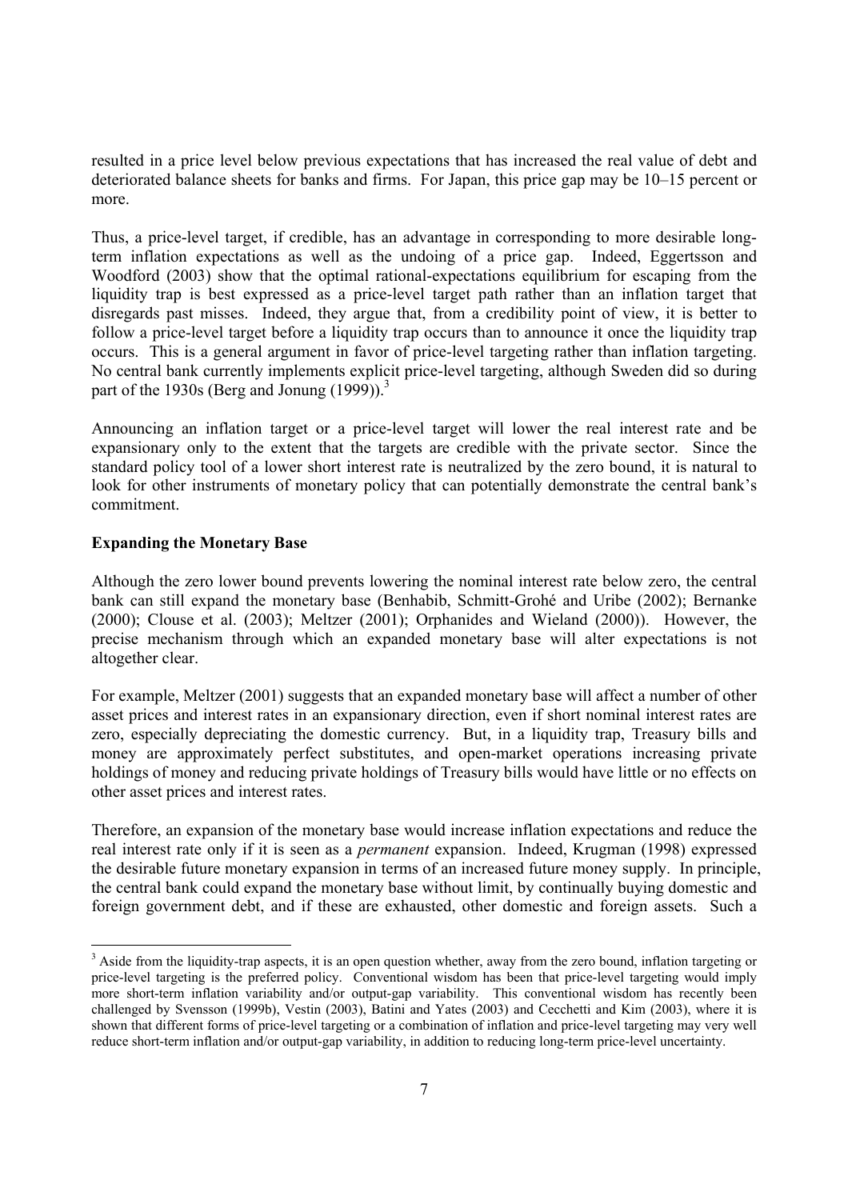resulted in a price level below previous expectations that has increased the real value of debt and deteriorated balance sheets for banks and firms. For Japan, this price gap may be 10–15 percent or more.

Thus, a price-level target, if credible, has an advantage in corresponding to more desirable long-term inflation expectations as well as the undoing of a price gap. Indeed, Eggertsson and Woodford (2003) show that the optimal rational-expectations equilibrium for escaping from the liquidity trap is best expressed as a price-level target path rather than an inflation target that disregards past misses. Indeed, they argue that, from a credibility point of view, it is better to follow a price-level target before a liquidity trap occurs than to announce it once the liquidity trap occurs. This is a general argument in favor of price-level targeting rather than inflation targeting. No central bank currently implements explicit price-level targeting, although Sweden did so during part of the 1930s (Berg and Jonung (1999)).[3]

Announcing an inflation target or a price-level target will lower the real interest rate and be expansionary only to the extent that the targets are credible with the private sector. Since the standard policy tool of a lower short interest rate is neutralized by the zero bound, it is natural to look for other instruments of monetary policy that can potentially demonstrate the central bank's commitment.

**Expanding the Monetary Base**

Although the zero lower bound prevents lowering the nominal interest rate below zero, the central bank can still expand the monetary base (Benhabib, Schmitt-Grohé and Uribe (2002); Bernanke (2000); Clouse et al. (2003); Meltzer (2001); Orphanides and Wieland (2000)). However, the precise mechanism through which an expanded monetary base will alter expectations is not altogether clear.

For example, Meltzer (2001) suggests that an expanded monetary base will affect a number of other asset prices and interest rates in an expansionary direction, even if short nominal interest rates are zero, especially depreciating the domestic currency. But, in a liquidity trap, Treasury bills and money are approximately perfect substitutes, and open-market operations increasing private holdings of money and reducing private holdings of Treasury bills would have little or no effects on other asset prices and interest rates.

Therefore, an expansion of the monetary base would increase inflation expectations and reduce the real interest rate only if it is seen as a *permanent* expansion. Indeed, Krugman (1998) expressed the desirable future monetary expansion in terms of an increased future money supply. In principle, the central bank could expand the monetary base without limit, by continually buying domestic and foreign government debt, and if these are exhausted, other domestic and foreign assets. Such a

[3] Aside from the liquidity-trap aspects, it is an open question whether, away from the zero bound, inflation targeting or price-level targeting is the preferred policy. Conventional wisdom has been that price-level targeting would imply more short-term inflation variability and/or output-gap variability. This conventional wisdom has recently been challenged by Svensson (1999b), Vestin (2003), Batini and Yates (2003) and Cecchetti and Kim (2003), where it is shown that different forms of price-level targeting or a combination of inflation and price-level targeting may very well reduce short-term inflation and/or output-gap variability, in addition to reducing long-term price-level uncertainty.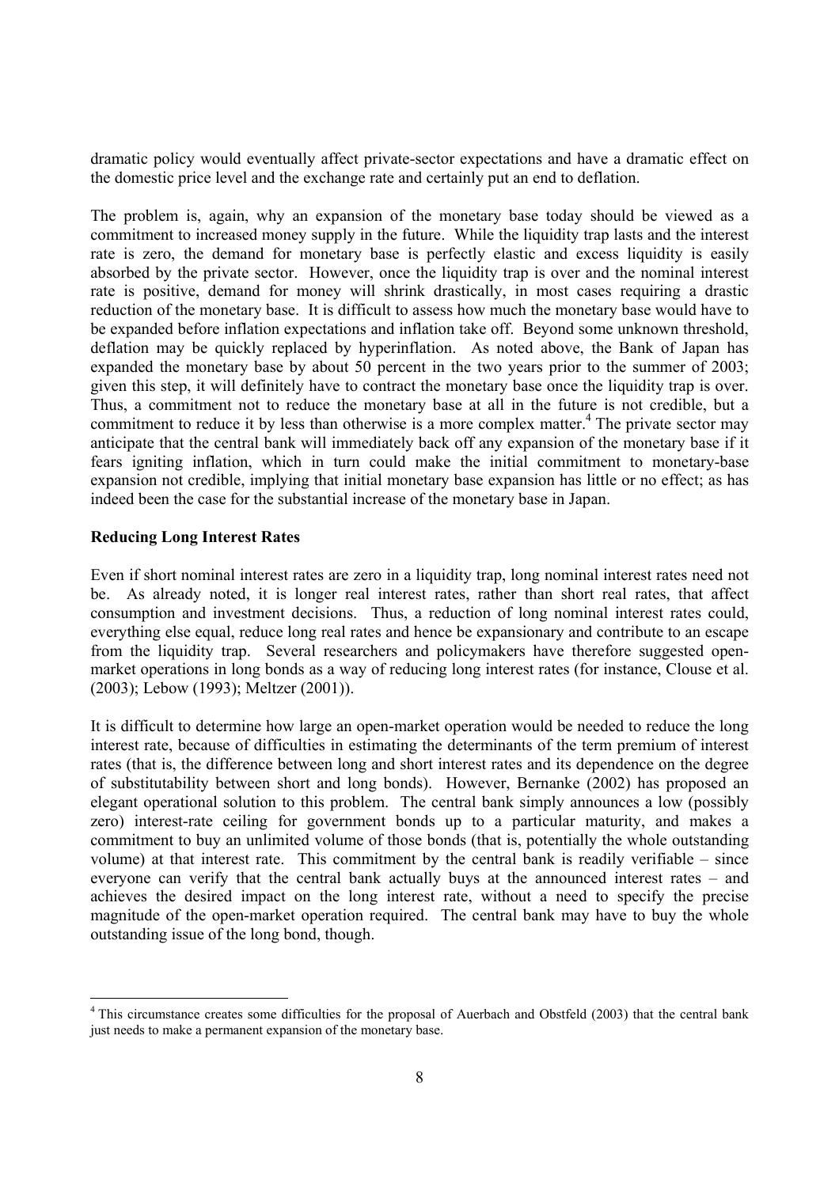dramatic policy would eventually affect private-sector expectations and have a dramatic effect on the domestic price level and the exchange rate and certainly put an end to deflation.

The problem is, again, why an expansion of the monetary base today should be viewed as a commitment to increased money supply in the future. While the liquidity trap lasts and the interest rate is zero, the demand for monetary base is perfectly elastic and excess liquidity is easily absorbed by the private sector. However, once the liquidity trap is over and the nominal interest rate is positive, demand for money will shrink drastically, in most cases requiring a drastic reduction of the monetary base. It is difficult to assess how much the monetary base would have to be expanded before inflation expectations and inflation take off. Beyond some unknown threshold, deflation may be quickly replaced by hyperinflation. As noted above, the Bank of Japan has expanded the monetary base by about 50 percent in the two years prior to the summer of 2003; given this step, it will definitely have to contract the monetary base once the liquidity trap is over. Thus, a commitment not to reduce the monetary base at all in the future is not credible, but a commitment to reduce it by less than otherwise is a more complex matter.[4] The private sector may anticipate that the central bank will immediately back off any expansion of the monetary base if it fears igniting inflation, which in turn could make the initial commitment to monetary-base expansion not credible, implying that initial monetary base expansion has little or no effect; as has indeed been the case for the substantial increase of the monetary base in Japan.

### Reducing Long Interest Rates

Even if short nominal interest rates are zero in a liquidity trap, long nominal interest rates need not be. As already noted, it is longer real interest rates, rather than short real rates, that affect consumption and investment decisions. Thus, a reduction of long nominal interest rates could, everything else equal, reduce long real rates and hence be expansionary and contribute to an escape from the liquidity trap. Several researchers and policymakers have therefore suggested open-market operations in long bonds as a way of reducing long interest rates (for instance, Clouse et al. (2003); Lebow (1993); Meltzer (2001)).

It is difficult to determine how large an open-market operation would be needed to reduce the long interest rate, because of difficulties in estimating the determinants of the term premium of interest rates (that is, the difference between long and short interest rates and its dependence on the degree of substitutability between short and long bonds). However, Bernanke (2002) has proposed an elegant operational solution to this problem. The central bank simply announces a low (possibly zero) interest-rate ceiling for government bonds up to a particular maturity, and makes a commitment to buy an unlimited volume of those bonds (that is, potentially the whole outstanding volume) at that interest rate. This commitment by the central bank is readily verifiable – since everyone can verify that the central bank actually buys at the announced interest rates – and achieves the desired impact on the long interest rate, without a need to specify the precise magnitude of the open-market operation required. The central bank may have to buy the whole outstanding issue of the long bond, though.

[4] This circumstance creates some difficulties for the proposal of Auerbach and Obstfeld (2003) that the central bank just needs to make a permanent expansion of the monetary base.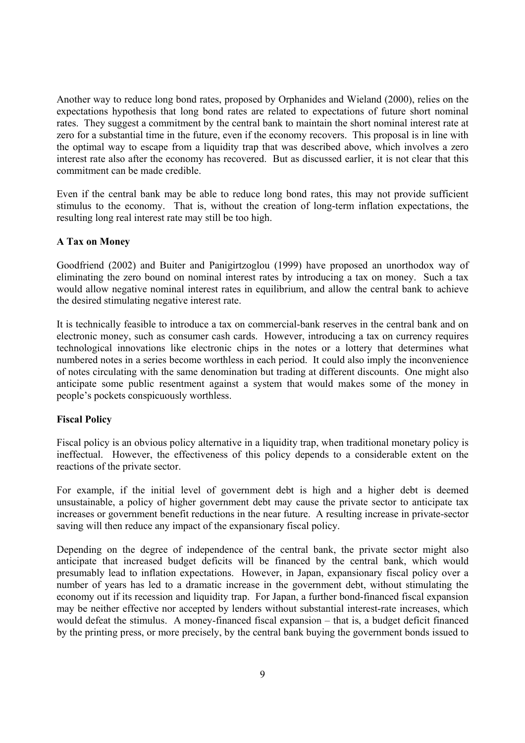Another way to reduce long bond rates, proposed by Orphanides and Wieland (2000), relies on the expectations hypothesis that long bond rates are related to expectations of future short nominal rates. They suggest a commitment by the central bank to maintain the short nominal interest rate at zero for a substantial time in the future, even if the economy recovers. This proposal is in line with the optimal way to escape from a liquidity trap that was described above, which involves a zero interest rate also after the economy has recovered. But as discussed earlier, it is not clear that this commitment can be made credible.

Even if the central bank may be able to reduce long bond rates, this may not provide sufficient stimulus to the economy. That is, without the creation of long-term inflation expectations, the resulting long real interest rate may still be too high.

**A Tax on Money**

Goodfriend (2002) and Buiter and Panigirtzoglou (1999) have proposed an unorthodox way of eliminating the zero bound on nominal interest rates by introducing a tax on money. Such a tax would allow negative nominal interest rates in equilibrium, and allow the central bank to achieve the desired stimulating negative interest rate.

It is technically feasible to introduce a tax on commercial-bank reserves in the central bank and on electronic money, such as consumer cash cards. However, introducing a tax on currency requires technological innovations like electronic chips in the notes or a lottery that determines what numbered notes in a series become worthless in each period. It could also imply the inconvenience of notes circulating with the same denomination but trading at different discounts. One might also anticipate some public resentment against a system that would makes some of the money in people's pockets conspicuously worthless.

**Fiscal Policy**

Fiscal policy is an obvious policy alternative in a liquidity trap, when traditional monetary policy is ineffectual. However, the effectiveness of this policy depends to a considerable extent on the reactions of the private sector.

For example, if the initial level of government debt is high and a higher debt is deemed unsustainable, a policy of higher government debt may cause the private sector to anticipate tax increases or government benefit reductions in the near future. A resulting increase in private-sector saving will then reduce any impact of the expansionary fiscal policy.

Depending on the degree of independence of the central bank, the private sector might also anticipate that increased budget deficits will be financed by the central bank, which would presumably lead to inflation expectations. However, in Japan, expansionary fiscal policy over a number of years has led to a dramatic increase in the government debt, without stimulating the economy out if its recession and liquidity trap. For Japan, a further bond-financed fiscal expansion may be neither effective nor accepted by lenders without substantial interest-rate increases, which would defeat the stimulus. A money-financed fiscal expansion – that is, a budget deficit financed by the printing press, or more precisely, by the central bank buying the government bonds issued to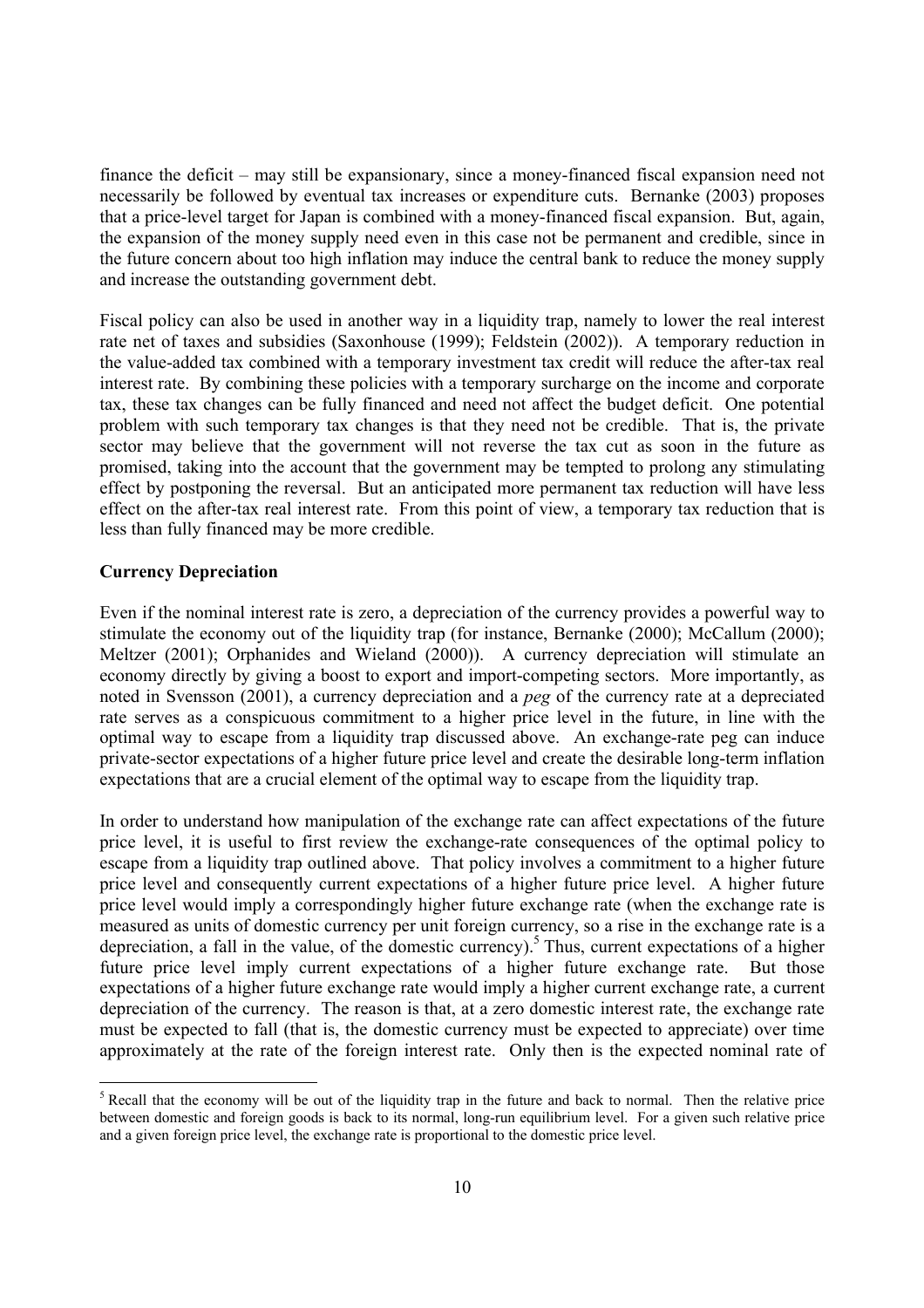finance the deficit – may still be expansionary, since a money-financed fiscal expansion need not necessarily be followed by eventual tax increases or expenditure cuts. Bernanke (2003) proposes that a price-level target for Japan is combined with a money-financed fiscal expansion. But, again, the expansion of the money supply need even in this case not be permanent and credible, since in the future concern about too high inflation may induce the central bank to reduce the money supply and increase the outstanding government debt.

Fiscal policy can also be used in another way in a liquidity trap, namely to lower the real interest rate net of taxes and subsidies (Saxonhouse (1999); Feldstein (2002)). A temporary reduction in the value-added tax combined with a temporary investment tax credit will reduce the after-tax real interest rate. By combining these policies with a temporary surcharge on the income and corporate tax, these tax changes can be fully financed and need not affect the budget deficit. One potential problem with such temporary tax changes is that they need not be credible. That is, the private sector may believe that the government will not reverse the tax cut as soon in the future as promised, taking into the account that the government may be tempted to prolong any stimulating effect by postponing the reversal. But an anticipated more permanent tax reduction will have less effect on the after-tax real interest rate. From this point of view, a temporary tax reduction that is less than fully financed may be more credible.

**Currency Depreciation**

Even if the nominal interest rate is zero, a depreciation of the currency provides a powerful way to stimulate the economy out of the liquidity trap (for instance, Bernanke (2000); McCallum (2000); Meltzer (2001); Orphanides and Wieland (2000)). A currency depreciation will stimulate an economy directly by giving a boost to export and import-competing sectors. More importantly, as noted in Svensson (2001), a currency depreciation and a *peg* of the currency rate at a depreciated rate serves as a conspicuous commitment to a higher price level in the future, in line with the optimal way to escape from a liquidity trap discussed above. An exchange-rate peg can induce private-sector expectations of a higher future price level and create the desirable long-term inflation expectations that are a crucial element of the optimal way to escape from the liquidity trap.

In order to understand how manipulation of the exchange rate can affect expectations of the future price level, it is useful to first review the exchange-rate consequences of the optimal policy to escape from a liquidity trap outlined above. That policy involves a commitment to a higher future price level and consequently current expectations of a higher future price level. A higher future price level would imply a correspondingly higher future exchange rate (when the exchange rate is measured as units of domestic currency per unit foreign currency, so a rise in the exchange rate is a depreciation, a fall in the value, of the domestic currency).[5] Thus, current expectations of a higher future price level imply current expectations of a higher future exchange rate. But those expectations of a higher future exchange rate would imply a higher current exchange rate, a current depreciation of the currency. The reason is that, at a zero domestic interest rate, the exchange rate must be expected to fall (that is, the domestic currency must be expected to appreciate) over time approximately at the rate of the foreign interest rate. Only then is the expected nominal rate of

[5] Recall that the economy will be out of the liquidity trap in the future and back to normal. Then the relative price between domestic and foreign goods is back to its normal, long-run equilibrium level. For a given such relative price and a given foreign price level, the exchange rate is proportional to the domestic price level.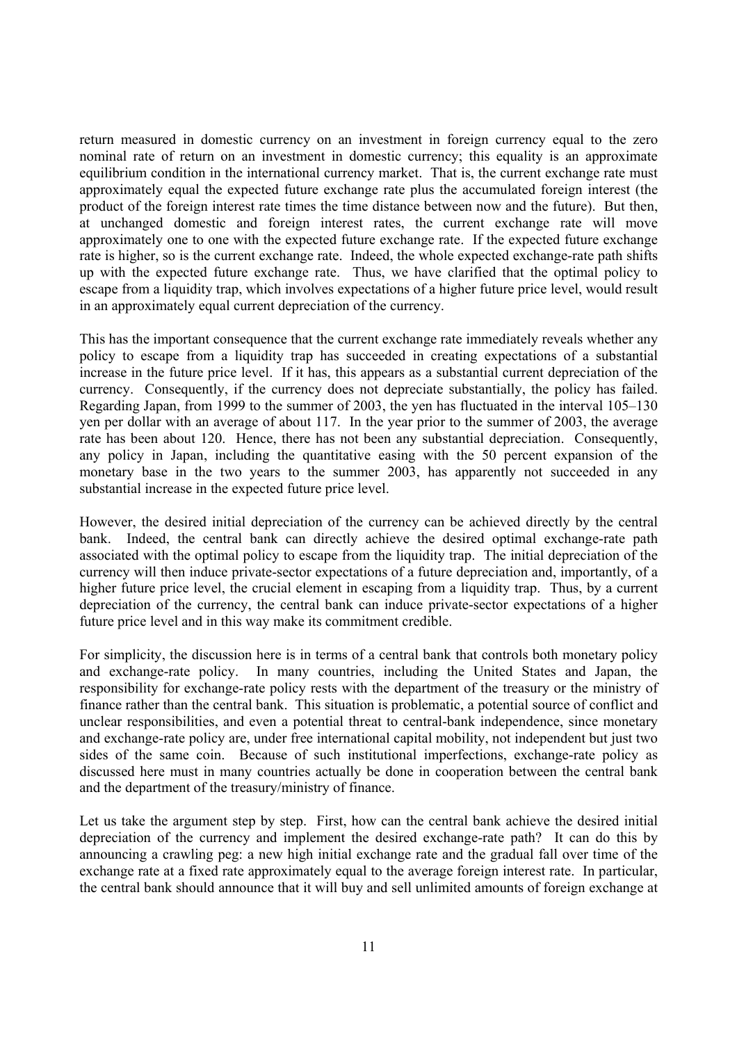return measured in domestic currency on an investment in foreign currency equal to the zero nominal rate of return on an investment in domestic currency; this equality is an approximate equilibrium condition in the international currency market. That is, the current exchange rate must approximately equal the expected future exchange rate plus the accumulated foreign interest (the product of the foreign interest rate times the time distance between now and the future). But then, at unchanged domestic and foreign interest rates, the current exchange rate will move approximately one to one with the expected future exchange rate. If the expected future exchange rate is higher, so is the current exchange rate. Indeed, the whole expected exchange-rate path shifts up with the expected future exchange rate. Thus, we have clarified that the optimal policy to escape from a liquidity trap, which involves expectations of a higher future price level, would result in an approximately equal current depreciation of the currency.

This has the important consequence that the current exchange rate immediately reveals whether any policy to escape from a liquidity trap has succeeded in creating expectations of a substantial increase in the future price level. If it has, this appears as a substantial current depreciation of the currency. Consequently, if the currency does not depreciate substantially, the policy has failed. Regarding Japan, from 1999 to the summer of 2003, the yen has fluctuated in the interval 105–130 yen per dollar with an average of about 117. In the year prior to the summer of 2003, the average rate has been about 120. Hence, there has not been any substantial depreciation. Consequently, any policy in Japan, including the quantitative easing with the 50 percent expansion of the monetary base in the two years to the summer 2003, has apparently not succeeded in any substantial increase in the expected future price level.

However, the desired initial depreciation of the currency can be achieved directly by the central bank. Indeed, the central bank can directly achieve the desired optimal exchange-rate path associated with the optimal policy to escape from the liquidity trap. The initial depreciation of the currency will then induce private-sector expectations of a future depreciation and, importantly, of a higher future price level, the crucial element in escaping from a liquidity trap. Thus, by a current depreciation of the currency, the central bank can induce private-sector expectations of a higher future price level and in this way make its commitment credible.

For simplicity, the discussion here is in terms of a central bank that controls both monetary policy and exchange-rate policy. In many countries, including the United States and Japan, the responsibility for exchange-rate policy rests with the department of the treasury or the ministry of finance rather than the central bank. This situation is problematic, a potential source of conflict and unclear responsibilities, and even a potential threat to central-bank independence, since monetary and exchange-rate policy are, under free international capital mobility, not independent but just two sides of the same coin. Because of such institutional imperfections, exchange-rate policy as discussed here must in many countries actually be done in cooperation between the central bank and the department of the treasury/ministry of finance.

Let us take the argument step by step. First, how can the central bank achieve the desired initial depreciation of the currency and implement the desired exchange-rate path? It can do this by announcing a crawling peg: a new high initial exchange rate and the gradual fall over time of the exchange rate at a fixed rate approximately equal to the average foreign interest rate. In particular, the central bank should announce that it will buy and sell unlimited amounts of foreign exchange at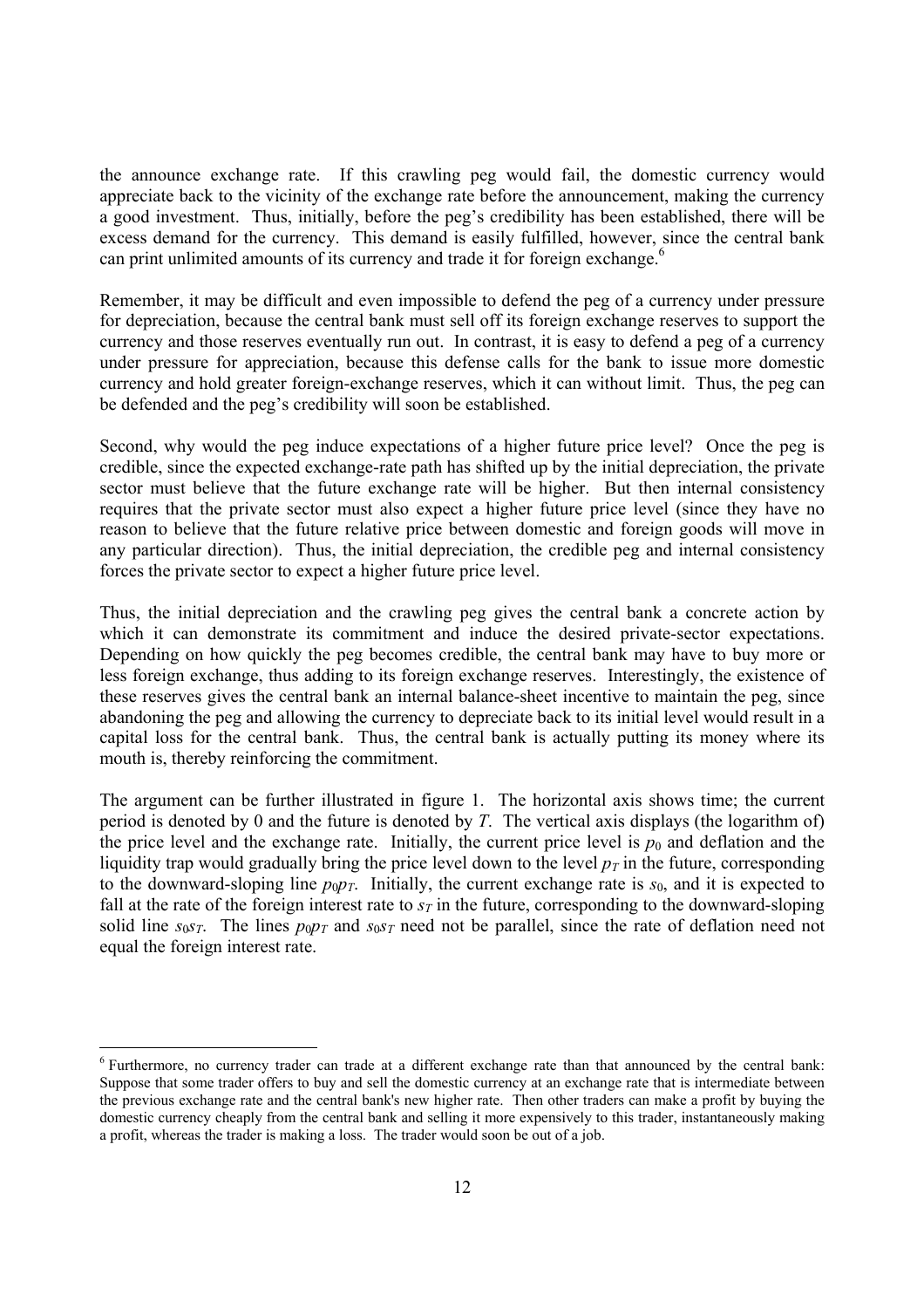the announce exchange rate. If this crawling peg would fail, the domestic currency would appreciate back to the vicinity of the exchange rate before the announcement, making the currency a good investment. Thus, initially, before the peg's credibility has been established, there will be excess demand for the currency. This demand is easily fulfilled, however, since the central bank can print unlimited amounts of its currency and trade it for foreign exchange.[6]

Remember, it may be difficult and even impossible to defend the peg of a currency under pressure for depreciation, because the central bank must sell off its foreign exchange reserves to support the currency and those reserves eventually run out. In contrast, it is easy to defend a peg of a currency under pressure for appreciation, because this defense calls for the bank to issue more domestic currency and hold greater foreign-exchange reserves, which it can without limit. Thus, the peg can be defended and the peg's credibility will soon be established.

Second, why would the peg induce expectations of a higher future price level? Once the peg is credible, since the expected exchange-rate path has shifted up by the initial depreciation, the private sector must believe that the future exchange rate will be higher. But then internal consistency requires that the private sector must also expect a higher future price level (since they have no reason to believe that the future relative price between domestic and foreign goods will move in any particular direction). Thus, the initial depreciation, the credible peg and internal consistency forces the private sector to expect a higher future price level.

Thus, the initial depreciation and the crawling peg gives the central bank a concrete action by which it can demonstrate its commitment and induce the desired private-sector expectations. Depending on how quickly the peg becomes credible, the central bank may have to buy more or less foreign exchange, thus adding to its foreign exchange reserves. Interestingly, the existence of these reserves gives the central bank an internal balance-sheet incentive to maintain the peg, since abandoning the peg and allowing the currency to depreciate back to its initial level would result in a capital loss for the central bank. Thus, the central bank is actually putting its money where its mouth is, thereby reinforcing the commitment.

The argument can be further illustrated in figure 1. The horizontal axis shows time; the current period is denoted by 0 and the future is denoted by $T$. The vertical axis displays (the logarithm of) the price level and the exchange rate. Initially, the current price level is $p_0$ and deflation and the liquidity trap would gradually bring the price level down to the level $p_T$ in the future, corresponding to the downward-sloping line $p_0p_T$. Initially, the current exchange rate is $s_0$, and it is expected to fall at the rate of the foreign interest rate to $s_T$ in the future, corresponding to the downward-sloping solid line $s_0s_T$. The lines $p_0p_T$ and $s_0s_T$ need not be parallel, since the rate of deflation need not equal the foreign interest rate.

[6] Furthermore, no currency trader can trade at a different exchange rate than that announced by the central bank: Suppose that some trader offers to buy and sell the domestic currency at an exchange rate that is intermediate between the previous exchange rate and the central bank's new higher rate. Then other traders can make a profit by buying the domestic currency cheaply from the central bank and selling it more expensively to this trader, instantaneously making a profit, whereas the trader is making a loss. The trader would soon be out of a job.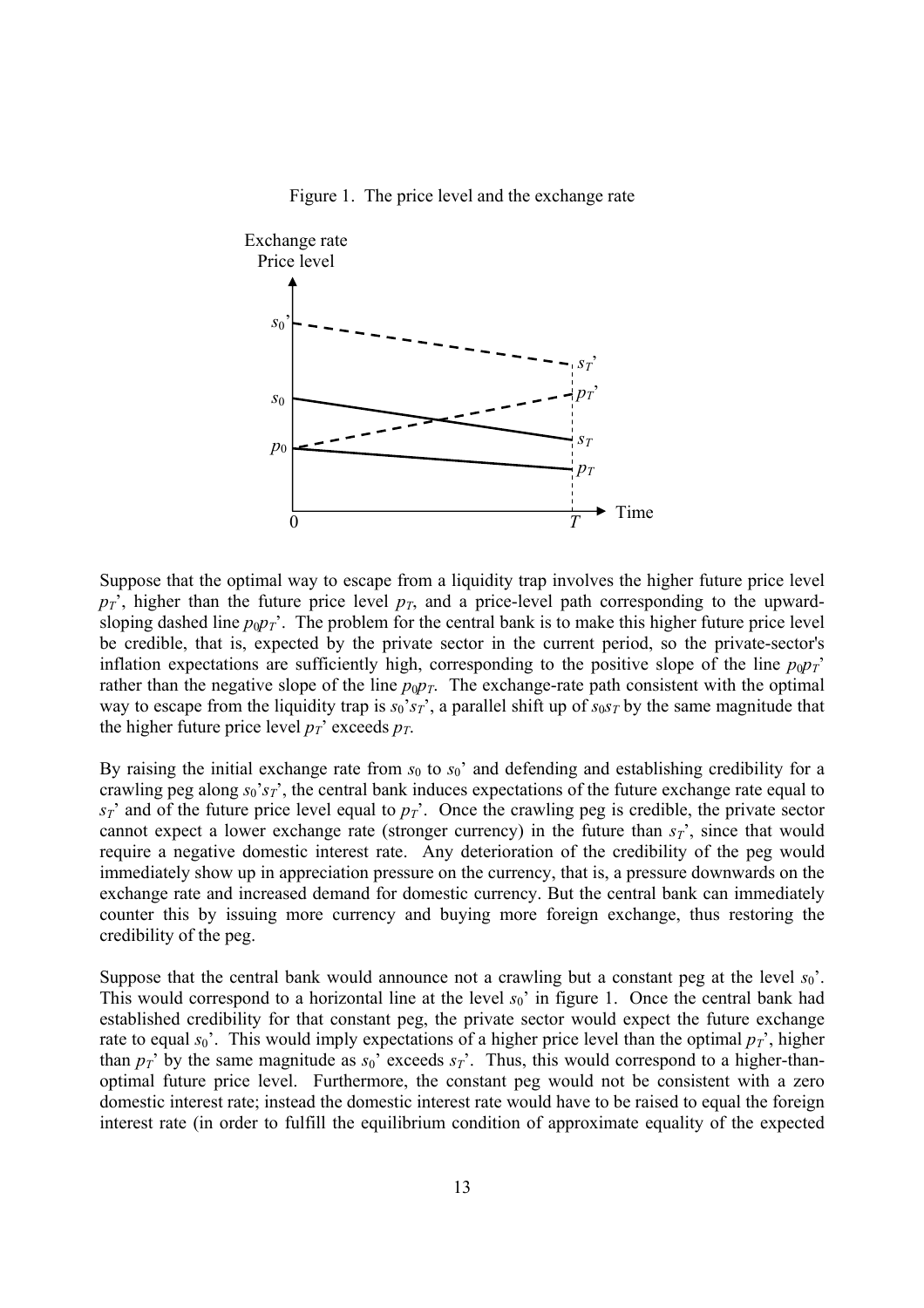Figure 1. The price level and the exchange rate

Suppose that the optimal way to escape from a liquidity trap involves the higher future price level $p_T$', higher than the future price level $p_T$, and a price-level path corresponding to the upward-sloping dashed line $p_0p_T$'. The problem for the central bank is to make this higher future price level be credible, that is, expected by the private sector in the current period, so the private-sector's inflation expectations are sufficiently high, corresponding to the positive slope of the line $p_0p_T$' rather than the negative slope of the line $p_0p_T$. The exchange-rate path consistent with the optimal way to escape from the liquidity trap is $s_0$'$s_T$', a parallel shift up of $s_0s_T$ by the same magnitude that the higher future price level $p_T$' exceeds $p_T$.

By raising the initial exchange rate from $s_0$ to $s_0$' and defending and establishing credibility for a crawling peg along $s_0$'$s_T$', the central bank induces expectations of the future exchange rate equal to $s_T$' and of the future price level equal to $p_T$'. Once the crawling peg is credible, the private sector cannot expect a lower exchange rate (stronger currency) in the future than $s_T$', since that would require a negative domestic interest rate. Any deterioration of the credibility of the peg would immediately show up in appreciation pressure on the currency, that is, a pressure downwards on the exchange rate and increased demand for domestic currency. But the central bank can immediately counter this by issuing more currency and buying more foreign exchange, thus restoring the credibility of the peg.

Suppose that the central bank would announce not a crawling but a constant peg at the level $s_0$'. This would correspond to a horizontal line at the level $s_0$' in figure 1. Once the central bank had established credibility for that constant peg, the private sector would expect the future exchange rate to equal $s_0$'. This would imply expectations of a higher price level than the optimal $p_T$', higher than $p_T$' by the same magnitude as $s_0$' exceeds $s_T$'. Thus, this would correspond to a higher-than-optimal future price level. Furthermore, the constant peg would not be consistent with a zero domestic interest rate; instead the domestic interest rate would have to be raised to equal the foreign interest rate (in order to fulfill the equilibrium condition of approximate equality of the expected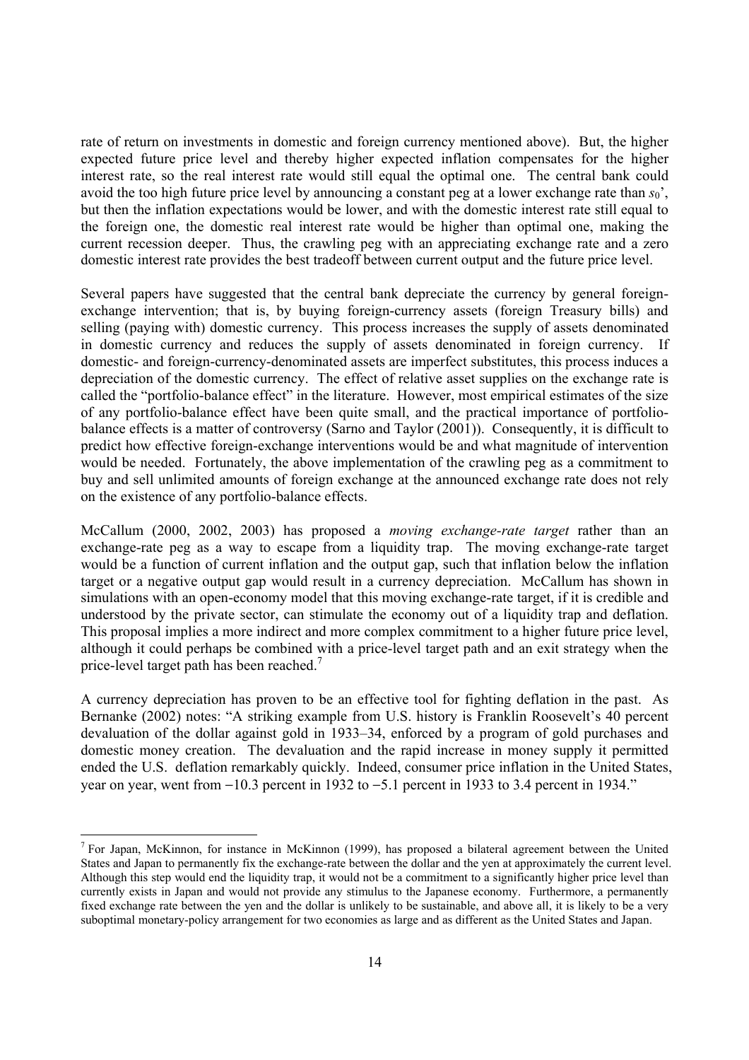rate of return on investments in domestic and foreign currency mentioned above). But, the higher expected future price level and thereby higher expected inflation compensates for the higher interest rate, so the real interest rate would still equal the optimal one. The central bank could avoid the too high future price level by announcing a constant peg at a lower exchange rate than $s_0$', but then the inflation expectations would be lower, and with the domestic interest rate still equal to the foreign one, the domestic real interest rate would be higher than optimal one, making the current recession deeper. Thus, the crawling peg with an appreciating exchange rate and a zero domestic interest rate provides the best tradeoff between current output and the future price level.

Several papers have suggested that the central bank depreciate the currency by general foreign-exchange intervention; that is, by buying foreign-currency assets (foreign Treasury bills) and selling (paying with) domestic currency. This process increases the supply of assets denominated in domestic currency and reduces the supply of assets denominated in foreign currency. If domestic- and foreign-currency-denominated assets are imperfect substitutes, this process induces a depreciation of the domestic currency. The effect of relative asset supplies on the exchange rate is called the "portfolio-balance effect" in the literature. However, most empirical estimates of the size of any portfolio-balance effect have been quite small, and the practical importance of portfolio-balance effects is a matter of controversy (Sarno and Taylor (2001)). Consequently, it is difficult to predict how effective foreign-exchange interventions would be and what magnitude of intervention would be needed. Fortunately, the above implementation of the crawling peg as a commitment to buy and sell unlimited amounts of foreign exchange at the announced exchange rate does not rely on the existence of any portfolio-balance effects.

McCallum (2000, 2002, 2003) has proposed a *moving exchange-rate target* rather than an exchange-rate peg as a way to escape from a liquidity trap. The moving exchange-rate target would be a function of current inflation and the output gap, such that inflation below the inflation target or a negative output gap would result in a currency depreciation. McCallum has shown in simulations with an open-economy model that this moving exchange-rate target, if it is credible and understood by the private sector, can stimulate the economy out of a liquidity trap and deflation. This proposal implies a more indirect and more complex commitment to a higher future price level, although it could perhaps be combined with a price-level target path and an exit strategy when the price-level target path has been reached.[7]

A currency depreciation has proven to be an effective tool for fighting deflation in the past. As Bernanke (2002) notes: "A striking example from U.S. history is Franklin Roosevelt's 40 percent devaluation of the dollar against gold in 1933–34, enforced by a program of gold purchases and domestic money creation. The devaluation and the rapid increase in money supply it permitted ended the U.S. deflation remarkably quickly. Indeed, consumer price inflation in the United States, year on year, went from −10.3 percent in 1932 to −5.1 percent in 1933 to 3.4 percent in 1934."

[7] For Japan, McKinnon, for instance in McKinnon (1999), has proposed a bilateral agreement between the United States and Japan to permanently fix the exchange-rate between the dollar and the yen at approximately the current level. Although this step would end the liquidity trap, it would not be a commitment to a significantly higher price level than currently exists in Japan and would not provide any stimulus to the Japanese economy. Furthermore, a permanently fixed exchange rate between the yen and the dollar is unlikely to be sustainable, and above all, it is likely to be a very suboptimal monetary-policy arrangement for two economies as large and as different as the United States and Japan.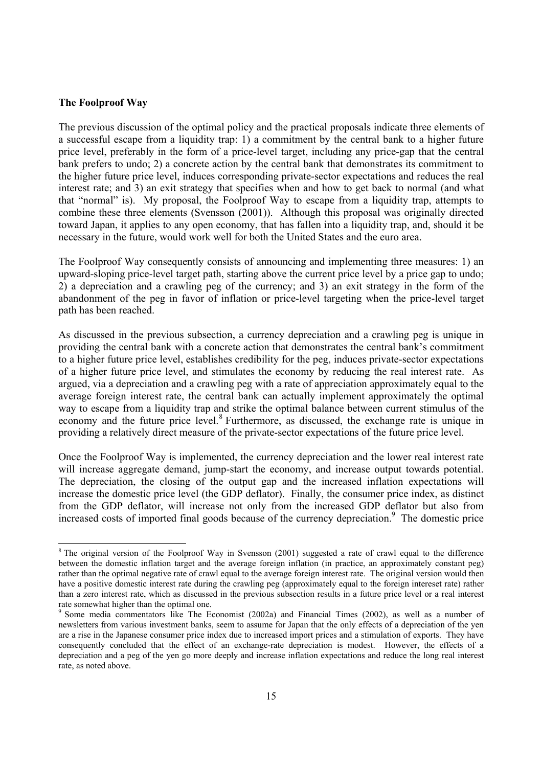**The Foolproof Way**

The previous discussion of the optimal policy and the practical proposals indicate three elements of a successful escape from a liquidity trap: 1) a commitment by the central bank to a higher future price level, preferably in the form of a price-level target, including any price-gap that the central bank prefers to undo; 2) a concrete action by the central bank that demonstrates its commitment to the higher future price level, induces corresponding private-sector expectations and reduces the real interest rate; and 3) an exit strategy that specifies when and how to get back to normal (and what that "normal" is). My proposal, the Foolproof Way to escape from a liquidity trap, attempts to combine these three elements (Svensson (2001)). Although this proposal was originally directed toward Japan, it applies to any open economy, that has fallen into a liquidity trap, and, should it be necessary in the future, would work well for both the United States and the euro area.

The Foolproof Way consequently consists of announcing and implementing three measures: 1) an upward-sloping price-level target path, starting above the current price level by a price gap to undo; 2) a depreciation and a crawling peg of the currency; and 3) an exit strategy in the form of the abandonment of the peg in favor of inflation or price-level targeting when the price-level target path has been reached.

As discussed in the previous subsection, a currency depreciation and a crawling peg is unique in providing the central bank with a concrete action that demonstrates the central bank's commitment to a higher future price level, establishes credibility for the peg, induces private-sector expectations of a higher future price level, and stimulates the economy by reducing the real interest rate. As argued, via a depreciation and a crawling peg with a rate of appreciation approximately equal to the average foreign interest rate, the central bank can actually implement approximately the optimal way to escape from a liquidity trap and strike the optimal balance between current stimulus of the economy and the future price level.[8] Furthermore, as discussed, the exchange rate is unique in providing a relatively direct measure of the private-sector expectations of the future price level.

Once the Foolproof Way is implemented, the currency depreciation and the lower real interest rate will increase aggregate demand, jump-start the economy, and increase output towards potential. The depreciation, the closing of the output gap and the increased inflation expectations will increase the domestic price level (the GDP deflator). Finally, the consumer price index, as distinct from the GDP deflator, will increase not only from the increased GDP deflator but also from increased costs of imported final goods because of the currency depreciation.[9] The domestic price

---

[8] The original version of the Foolproof Way in Svensson (2001) suggested a rate of crawl equal to the difference between the domestic inflation target and the average foreign inflation (in practice, an approximately constant peg) rather than the optimal negative rate of crawl equal to the average foreign interest rate. The original version would then have a positive domestic interest rate during the crawling peg (approximately equal to the foreign intereset rate) rather than a zero interest rate, which as discussed in the previous subsection results in a future price level or a real interest rate somewhat higher than the optimal one.

[9] Some media commentators like The Economist (2002a) and Financial Times (2002), as well as a number of newsletters from various investment banks, seem to assume for Japan that the only effects of a depreciation of the yen are a rise in the Japanese consumer price index due to increased import prices and a stimulation of exports. They have consequently concluded that the effect of an exchange-rate depreciation is modest. However, the effects of a depreciation and a peg of the yen go more deeply and increase inflation expectations and reduce the long real interest rate, as noted above.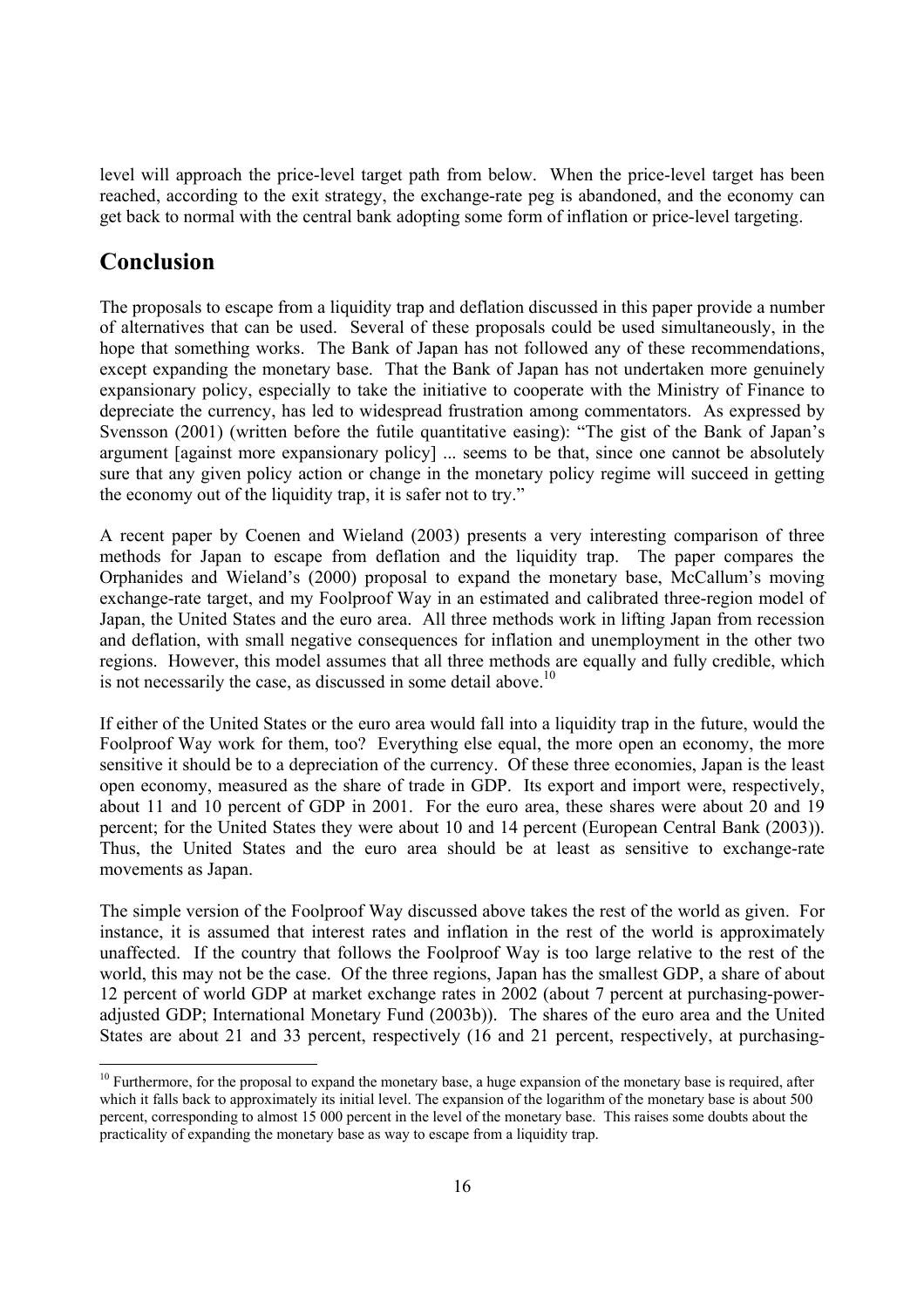level will approach the price-level target path from below. When the price-level target has been reached, according to the exit strategy, the exchange-rate peg is abandoned, and the economy can get back to normal with the central bank adopting some form of inflation or price-level targeting.

# Conclusion

The proposals to escape from a liquidity trap and deflation discussed in this paper provide a number of alternatives that can be used. Several of these proposals could be used simultaneously, in the hope that something works. The Bank of Japan has not followed any of these recommendations, except expanding the monetary base. That the Bank of Japan has not undertaken more genuinely expansionary policy, especially to take the initiative to cooperate with the Ministry of Finance to depreciate the currency, has led to widespread frustration among commentators. As expressed by Svensson (2001) (written before the futile quantitative easing): "The gist of the Bank of Japan's argument [against more expansionary policy] ... seems to be that, since one cannot be absolutely sure that any given policy action or change in the monetary policy regime will succeed in getting the economy out of the liquidity trap, it is safer not to try."

A recent paper by Coenen and Wieland (2003) presents a very interesting comparison of three methods for Japan to escape from deflation and the liquidity trap. The paper compares the Orphanides and Wieland's (2000) proposal to expand the monetary base, McCallum's moving exchange-rate target, and my Foolproof Way in an estimated and calibrated three-region model of Japan, the United States and the euro area. All three methods work in lifting Japan from recession and deflation, with small negative consequences for inflation and unemployment in the other two regions. However, this model assumes that all three methods are equally and fully credible, which is not necessarily the case, as discussed in some detail above.[10]

If either of the United States or the euro area would fall into a liquidity trap in the future, would the Foolproof Way work for them, too? Everything else equal, the more open an economy, the more sensitive it should be to a depreciation of the currency. Of these three economies, Japan is the least open economy, measured as the share of trade in GDP. Its export and import were, respectively, about 11 and 10 percent of GDP in 2001. For the euro area, these shares were about 20 and 19 percent; for the United States they were about 10 and 14 percent (European Central Bank (2003)). Thus, the United States and the euro area should be at least as sensitive to exchange-rate movements as Japan.

The simple version of the Foolproof Way discussed above takes the rest of the world as given. For instance, it is assumed that interest rates and inflation in the rest of the world is approximately unaffected. If the country that follows the Foolproof Way is too large relative to the rest of the world, this may not be the case. Of the three regions, Japan has the smallest GDP, a share of about 12 percent of world GDP at market exchange rates in 2002 (about 7 percent at purchasing-power-adjusted GDP; International Monetary Fund (2003b)). The shares of the euro area and the United States are about 21 and 33 percent, respectively (16 and 21 percent, respectively, at purchasing-

[10] Furthermore, for the proposal to expand the monetary base, a huge expansion of the monetary base is required, after which it falls back to approximately its initial level. The expansion of the logarithm of the monetary base is about 500 percent, corresponding to almost 15 000 percent in the level of the monetary base. This raises some doubts about the practicality of expanding the monetary base as way to escape from a liquidity trap.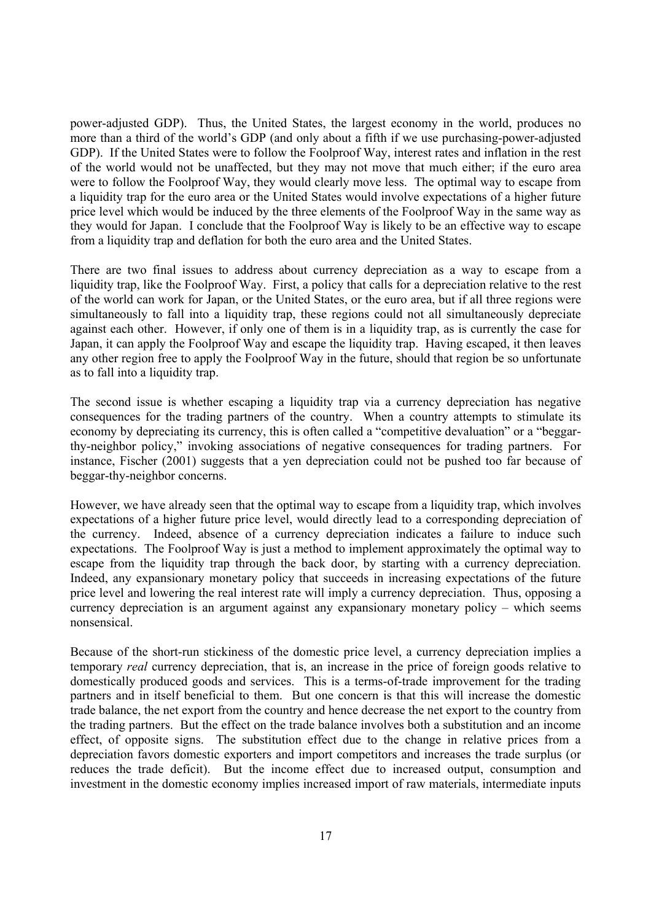power-adjusted GDP). Thus, the United States, the largest economy in the world, produces no more than a third of the world's GDP (and only about a fifth if we use purchasing-power-adjusted GDP). If the United States were to follow the Foolproof Way, interest rates and inflation in the rest of the world would not be unaffected, but they may not move that much either; if the euro area were to follow the Foolproof Way, they would clearly move less. The optimal way to escape from a liquidity trap for the euro area or the United States would involve expectations of a higher future price level which would be induced by the three elements of the Foolproof Way in the same way as they would for Japan. I conclude that the Foolproof Way is likely to be an effective way to escape from a liquidity trap and deflation for both the euro area and the United States.

There are two final issues to address about currency depreciation as a way to escape from a liquidity trap, like the Foolproof Way. First, a policy that calls for a depreciation relative to the rest of the world can work for Japan, or the United States, or the euro area, but if all three regions were simultaneously to fall into a liquidity trap, these regions could not all simultaneously depreciate against each other. However, if only one of them is in a liquidity trap, as is currently the case for Japan, it can apply the Foolproof Way and escape the liquidity trap. Having escaped, it then leaves any other region free to apply the Foolproof Way in the future, should that region be so unfortunate as to fall into a liquidity trap.

The second issue is whether escaping a liquidity trap via a currency depreciation has negative consequences for the trading partners of the country. When a country attempts to stimulate its economy by depreciating its currency, this is often called a "competitive devaluation" or a "beggar-thy-neighbor policy," invoking associations of negative consequences for trading partners. For instance, Fischer (2001) suggests that a yen depreciation could not be pushed too far because of beggar-thy-neighbor concerns.

However, we have already seen that the optimal way to escape from a liquidity trap, which involves expectations of a higher future price level, would directly lead to a corresponding depreciation of the currency. Indeed, absence of a currency depreciation indicates a failure to induce such expectations. The Foolproof Way is just a method to implement approximately the optimal way to escape from the liquidity trap through the back door, by starting with a currency depreciation. Indeed, any expansionary monetary policy that succeeds in increasing expectations of the future price level and lowering the real interest rate will imply a currency depreciation. Thus, opposing a currency depreciation is an argument against any expansionary monetary policy – which seems nonsensical.

Because of the short-run stickiness of the domestic price level, a currency depreciation implies a temporary *real* currency depreciation, that is, an increase in the price of foreign goods relative to domestically produced goods and services. This is a terms-of-trade improvement for the trading partners and in itself beneficial to them. But one concern is that this will increase the domestic trade balance, the net export from the country and hence decrease the net export to the country from the trading partners. But the effect on the trade balance involves both a substitution and an income effect, of opposite signs. The substitution effect due to the change in relative prices from a depreciation favors domestic exporters and import competitors and increases the trade surplus (or reduces the trade deficit). But the income effect due to increased output, consumption and investment in the domestic economy implies increased import of raw materials, intermediate inputs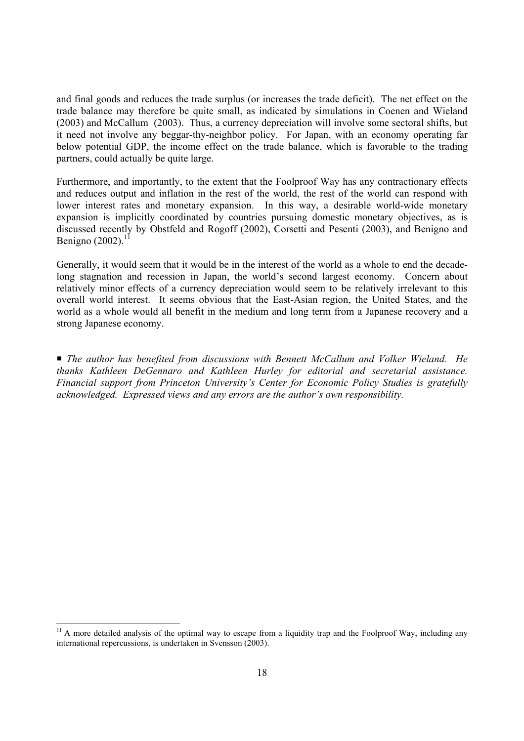and final goods and reduces the trade surplus (or increases the trade deficit). The net effect on the trade balance may therefore be quite small, as indicated by simulations in Coenen and Wieland (2003) and McCallum (2003). Thus, a currency depreciation will involve some sectoral shifts, but it need not involve any beggar-thy-neighbor policy. For Japan, with an economy operating far below potential GDP, the income effect on the trade balance, which is favorable to the trading partners, could actually be quite large.

Furthermore, and importantly, to the extent that the Foolproof Way has any contractionary effects and reduces output and inflation in the rest of the world, the rest of the world can respond with lower interest rates and monetary expansion. In this way, a desirable world-wide monetary expansion is implicitly coordinated by countries pursuing domestic monetary objectives, as is discussed recently by Obstfeld and Rogoff (2002), Corsetti and Pesenti (2003), and Benigno and Benigno (2002).[11]

Generally, it would seem that it would be in the interest of the world as a whole to end the decade-long stagnation and recession in Japan, the world's second largest economy. Concern about relatively minor effects of a currency depreciation would seem to be relatively irrelevant to this overall world interest. It seems obvious that the East-Asian region, the United States, and the world as a whole would all benefit in the medium and long term from a Japanese recovery and a strong Japanese economy.

■ *The author has benefited from discussions with Bennett McCallum and Volker Wieland. He thanks Kathleen DeGennaro and Kathleen Hurley for editorial and secretarial assistance. Financial support from Princeton University's Center for Economic Policy Studies is gratefully acknowledged. Expressed views and any errors are the author's own responsibility.*

[11] A more detailed analysis of the optimal way to escape from a liquidity trap and the Foolproof Way, including any international repercussions, is undertaken in Svensson (2003).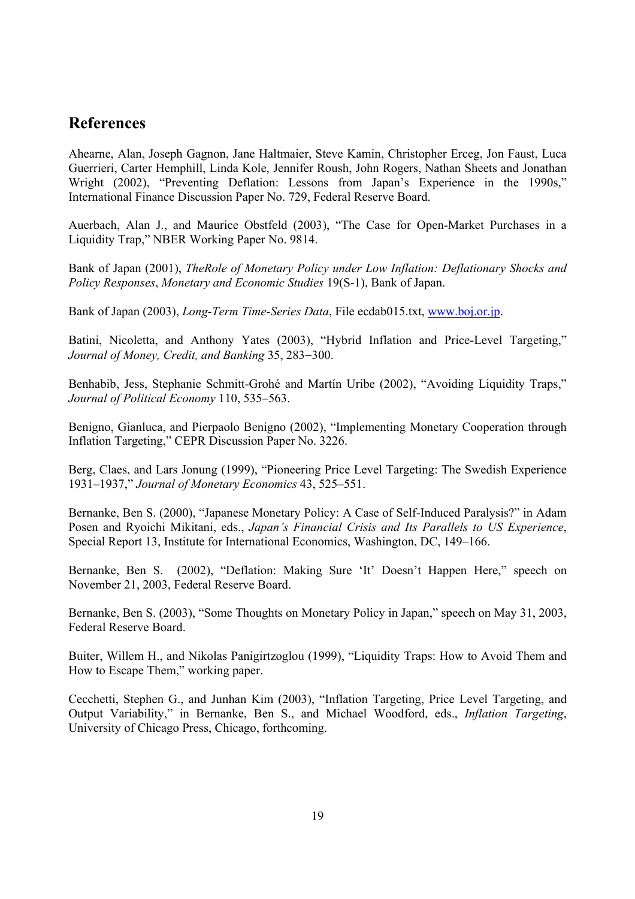## References

Ahearne, Alan, Joseph Gagnon, Jane Haltmaier, Steve Kamin, Christopher Erceg, Jon Faust, Luca Guerrieri, Carter Hemphill, Linda Kole, Jennifer Roush, John Rogers, Nathan Sheets and Jonathan Wright (2002), "Preventing Deflation: Lessons from Japan's Experience in the 1990s," International Finance Discussion Paper No. 729, Federal Reserve Board.

Auerbach, Alan J., and Maurice Obstfeld (2003), "The Case for Open-Market Purchases in a Liquidity Trap," NBER Working Paper No. 9814.

Bank of Japan (2001), *TheRole of Monetary Policy under Low Inflation: Deflationary Shocks and Policy Responses*, *Monetary and Economic Studies* 19(S-1), Bank of Japan.

Bank of Japan (2003), *Long-Term Time-Series Data*, File ecdab015.txt, www.boj.or.jp.

Batini, Nicoletta, and Anthony Yates (2003), "Hybrid Inflation and Price-Level Targeting," *Journal of Money, Credit, and Banking* 35, 283−300.

Benhabib, Jess, Stephanie Schmitt-Grohé and Martín Uribe (2002), "Avoiding Liquidity Traps," *Journal of Political Economy* 110, 535–563.

Benigno, Gianluca, and Pierpaolo Benigno (2002), "Implementing Monetary Cooperation through Inflation Targeting," CEPR Discussion Paper No. 3226.

Berg, Claes, and Lars Jonung (1999), "Pioneering Price Level Targeting: The Swedish Experience 1931–1937," *Journal of Monetary Economics* 43, 525–551.

Bernanke, Ben S. (2000), "Japanese Monetary Policy: A Case of Self-Induced Paralysis?" in Adam Posen and Ryoichi Mikitani, eds., *Japan's Financial Crisis and Its Parallels to US Experience*, Special Report 13, Institute for International Economics, Washington, DC, 149–166.

Bernanke, Ben S. (2002), "Deflation: Making Sure 'It' Doesn't Happen Here," speech on November 21, 2003, Federal Reserve Board.

Bernanke, Ben S. (2003), "Some Thoughts on Monetary Policy in Japan," speech on May 31, 2003, Federal Reserve Board.

Buiter, Willem H., and Nikolas Panigirtzoglou (1999), "Liquidity Traps: How to Avoid Them and How to Escape Them," working paper.

Cecchetti, Stephen G., and Junhan Kim (2003), "Inflation Targeting, Price Level Targeting, and Output Variability," in Bernanke, Ben S., and Michael Woodford, eds., *Inflation Targeting*, University of Chicago Press, Chicago, forthcoming.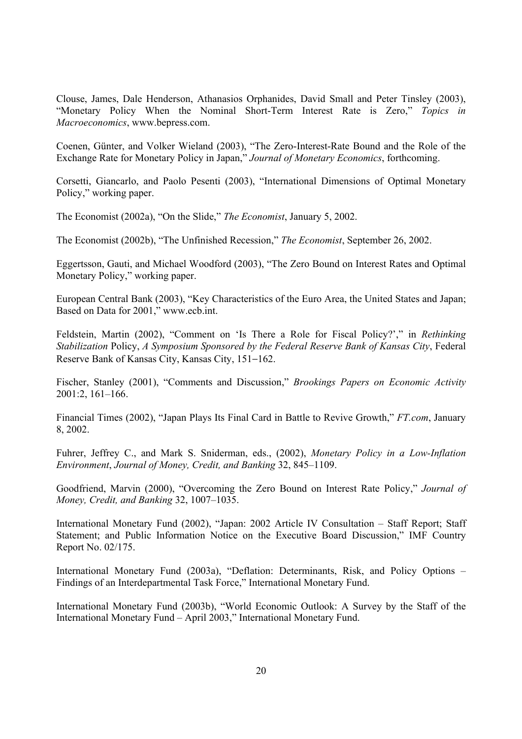Clouse, James, Dale Henderson, Athanasios Orphanides, David Small and Peter Tinsley (2003), "Monetary Policy When the Nominal Short-Term Interest Rate is Zero," *Topics in Macroeconomics*, www.bepress.com.

Coenen, Günter, and Volker Wieland (2003), "The Zero-Interest-Rate Bound and the Role of the Exchange Rate for Monetary Policy in Japan," *Journal of Monetary Economics*, forthcoming.

Corsetti, Giancarlo, and Paolo Pesenti (2003), "International Dimensions of Optimal Monetary Policy," working paper.

The Economist (2002a), "On the Slide," *The Economist*, January 5, 2002.

The Economist (2002b), "The Unfinished Recession," *The Economist*, September 26, 2002.

Eggertsson, Gauti, and Michael Woodford (2003), "The Zero Bound on Interest Rates and Optimal Monetary Policy," working paper.

European Central Bank (2003), "Key Characteristics of the Euro Area, the United States and Japan; Based on Data for 2001," www.ecb.int.

Feldstein, Martin (2002), "Comment on 'Is There a Role for Fiscal Policy?'," in *Rethinking Stabilization* Policy, *A Symposium Sponsored by the Federal Reserve Bank of Kansas City*, Federal Reserve Bank of Kansas City, Kansas City, 151–162.

Fischer, Stanley (2001), "Comments and Discussion," *Brookings Papers on Economic Activity* 2001:2, 161–166.

Financial Times (2002), "Japan Plays Its Final Card in Battle to Revive Growth," *FT.com*, January 8, 2002.

Fuhrer, Jeffrey C., and Mark S. Sniderman, eds., (2002), *Monetary Policy in a Low-Inflation Environment*, *Journal of Money, Credit, and Banking* 32, 845–1109.

Goodfriend, Marvin (2000), "Overcoming the Zero Bound on Interest Rate Policy," *Journal of Money, Credit, and Banking* 32, 1007–1035.

International Monetary Fund (2002), "Japan: 2002 Article IV Consultation – Staff Report; Staff Statement; and Public Information Notice on the Executive Board Discussion," IMF Country Report No. 02/175.

International Monetary Fund (2003a), "Deflation: Determinants, Risk, and Policy Options – Findings of an Interdepartmental Task Force," International Monetary Fund.

International Monetary Fund (2003b), "World Economic Outlook: A Survey by the Staff of the International Monetary Fund – April 2003," International Monetary Fund.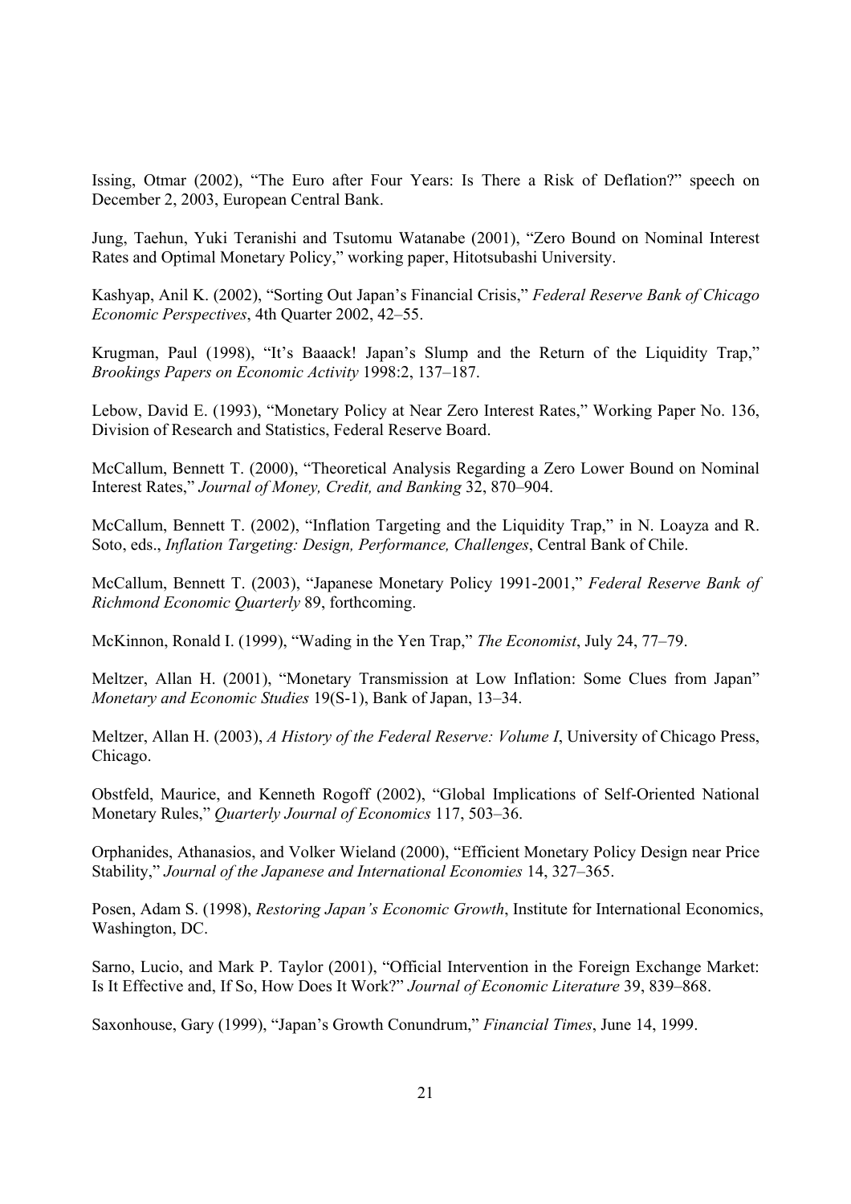Issing, Otmar (2002), "The Euro after Four Years: Is There a Risk of Deflation?" speech on December 2, 2003, European Central Bank.

Jung, Taehun, Yuki Teranishi and Tsutomu Watanabe (2001), "Zero Bound on Nominal Interest Rates and Optimal Monetary Policy," working paper, Hitotsubashi University.

Kashyap, Anil K. (2002), "Sorting Out Japan's Financial Crisis," *Federal Reserve Bank of Chicago Economic Perspectives*, 4th Quarter 2002, 42–55.

Krugman, Paul (1998), "It's Baaack! Japan's Slump and the Return of the Liquidity Trap," *Brookings Papers on Economic Activity* 1998:2, 137–187.

Lebow, David E. (1993), "Monetary Policy at Near Zero Interest Rates," Working Paper No. 136, Division of Research and Statistics, Federal Reserve Board.

McCallum, Bennett T. (2000), "Theoretical Analysis Regarding a Zero Lower Bound on Nominal Interest Rates," *Journal of Money, Credit, and Banking* 32, 870–904.

McCallum, Bennett T. (2002), "Inflation Targeting and the Liquidity Trap," in N. Loayza and R. Soto, eds., *Inflation Targeting: Design, Performance, Challenges*, Central Bank of Chile.

McCallum, Bennett T. (2003), "Japanese Monetary Policy 1991-2001," *Federal Reserve Bank of Richmond Economic Quarterly* 89, forthcoming.

McKinnon, Ronald I. (1999), "Wading in the Yen Trap," *The Economist*, July 24, 77–79.

Meltzer, Allan H. (2001), "Monetary Transmission at Low Inflation: Some Clues from Japan" *Monetary and Economic Studies* 19(S-1), Bank of Japan, 13–34.

Meltzer, Allan H. (2003), *A History of the Federal Reserve: Volume I*, University of Chicago Press, Chicago.

Obstfeld, Maurice, and Kenneth Rogoff (2002), "Global Implications of Self-Oriented National Monetary Rules," *Quarterly Journal of Economics* 117, 503–36.

Orphanides, Athanasios, and Volker Wieland (2000), "Efficient Monetary Policy Design near Price Stability," *Journal of the Japanese and International Economies* 14, 327–365.

Posen, Adam S. (1998), *Restoring Japan's Economic Growth*, Institute for International Economics, Washington, DC.

Sarno, Lucio, and Mark P. Taylor (2001), "Official Intervention in the Foreign Exchange Market: Is It Effective and, If So, How Does It Work?" *Journal of Economic Literature* 39, 839–868.

Saxonhouse, Gary (1999), "Japan's Growth Conundrum," *Financial Times*, June 14, 1999.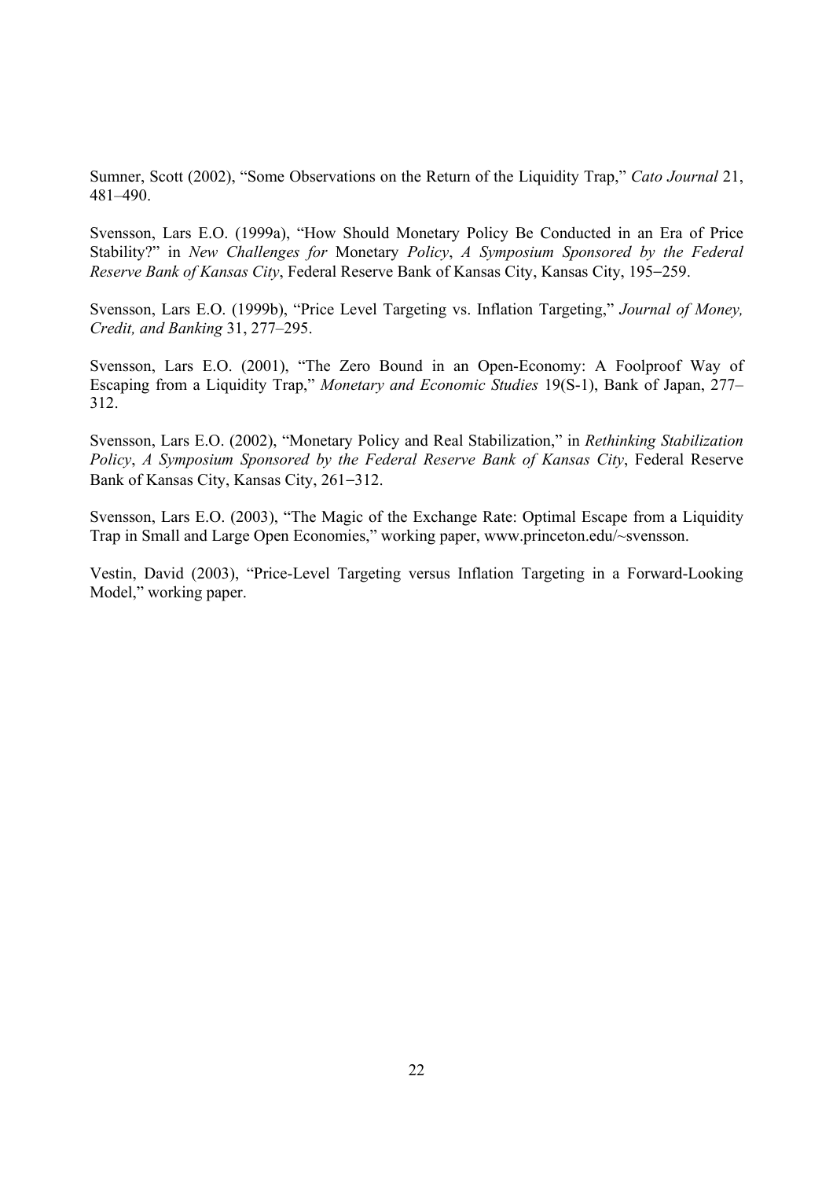Sumner, Scott (2002), "Some Observations on the Return of the Liquidity Trap," *Cato Journal* 21, 481–490.

Svensson, Lars E.O. (1999a), "How Should Monetary Policy Be Conducted in an Era of Price Stability?" in *New Challenges for* Monetary *Policy*, *A Symposium Sponsored by the Federal Reserve Bank of Kansas City*, Federal Reserve Bank of Kansas City, Kansas City, 195–259.

Svensson, Lars E.O. (1999b), "Price Level Targeting vs. Inflation Targeting," *Journal of Money, Credit, and Banking* 31, 277–295.

Svensson, Lars E.O. (2001), "The Zero Bound in an Open-Economy: A Foolproof Way of Escaping from a Liquidity Trap," *Monetary and Economic Studies* 19(S-1), Bank of Japan, 277–312.

Svensson, Lars E.O. (2002), "Monetary Policy and Real Stabilization," in *Rethinking Stabilization Policy*, *A Symposium Sponsored by the Federal Reserve Bank of Kansas City*, Federal Reserve Bank of Kansas City, Kansas City, 261–312.

Svensson, Lars E.O. (2003), "The Magic of the Exchange Rate: Optimal Escape from a Liquidity Trap in Small and Large Open Economies," working paper, www.princeton.edu/~svensson.

Vestin, David (2003), "Price-Level Targeting versus Inflation Targeting in a Forward-Looking Model," working paper.